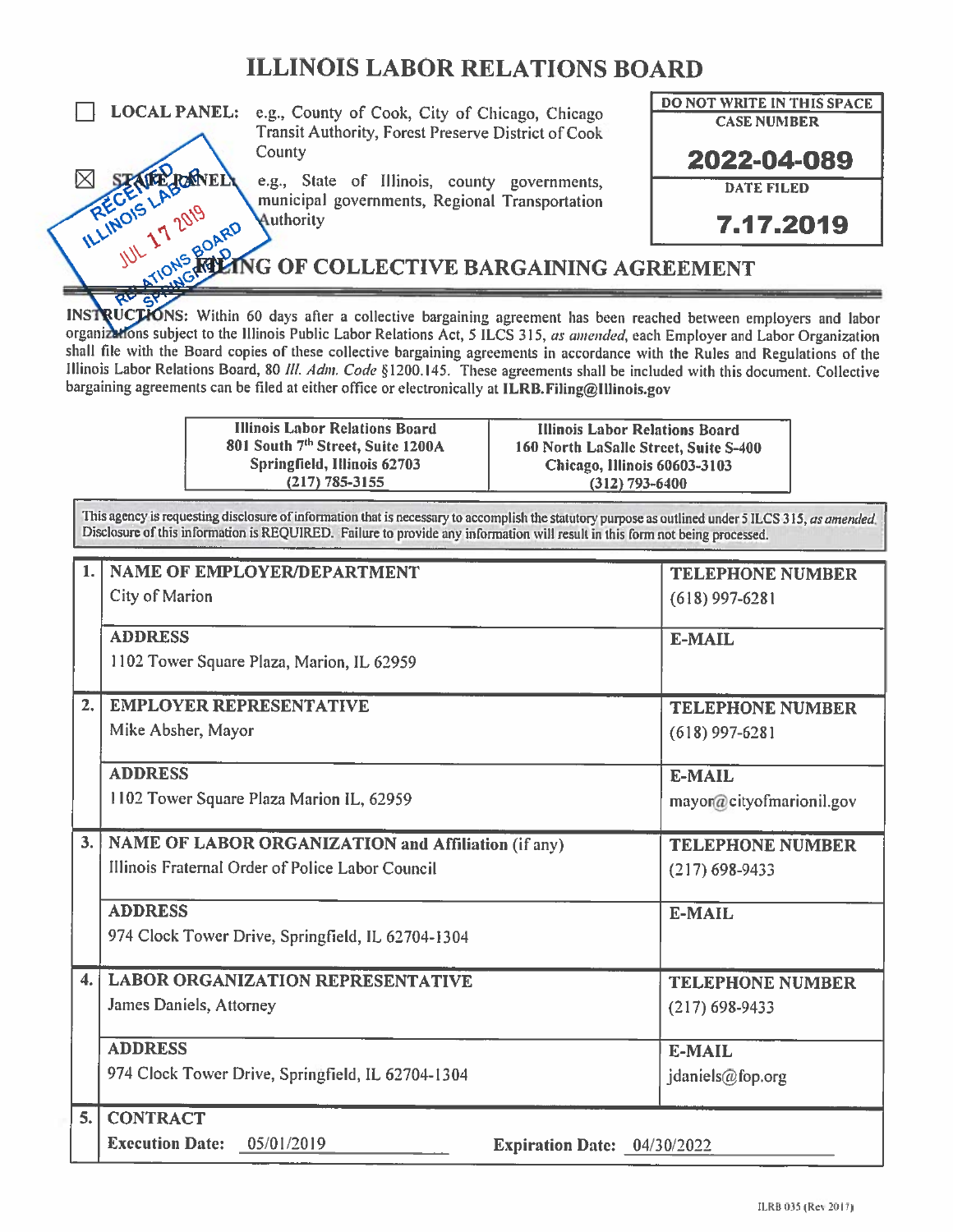# ILLINOIS LABOR RELATIONS BOARD

☐ **LOCAL PANEL:** e.g., County of Cook, City of Chicago, Chicago Transit Authority, Forest Preserve District of Cook County

☒ **STATE PANEL:** e.g., State of Illinois, county governments, municipal governments, Regional Transportation Authority

| DO NOT WRITE IN THIS SPACE |
|---|
| CASE NUMBER |
| **2022-04-089** |
| DATE FILED |
| **7.17.2019** |

RECEIVED ILLINOIS LABOR RELATIONS BOARD JUL 17 2019 SPRINGFIELD

## FILING OF COLLECTIVE BARGAINING AGREEMENT

**INSTRUCTIONS:** Within 60 days after a collective bargaining agreement has been reached between employers and labor organizations subject to the Illinois Public Labor Relations Act, 5 ILCS 315, *as amended*, each Employer and Labor Organization shall file with the Board copies of these collective bargaining agreements in accordance with the Rules and Regulations of the Illinois Labor Relations Board, 80 *Ill. Adm. Code* §1200.145. These agreements shall be included with this document. Collective bargaining agreements can be filed at either office or electronically at **ILRB.Filing@Illinois.gov**

| Illinois Labor Relations Board | Illinois Labor Relations Board |
|---|---|
| 801 South 7th Street, Suite 1200A | 160 North LaSalle Street, Suite S-400 |
| Springfield, Illinois 62703 | Chicago, Illinois 60603-3103 |
| (217) 785-3155 | (312) 793-6400 |

This agency is requesting disclosure of information that is necessary to accomplish the statutory purpose as outlined under 5 ILCS 315, *as amended*. Disclosure of this information is REQUIRED. Failure to provide any information will result in this form not being processed.

| | | |
|---|---|---|
| **1.** | **NAME OF EMPLOYER/DEPARTMENT**<br>City of Marion | **TELEPHONE NUMBER**<br>(618) 997-6281 |
| | **ADDRESS**<br>1102 Tower Square Plaza, Marion, IL 62959 | **E-MAIL** |
| **2.** | **EMPLOYER REPRESENTATIVE**<br>Mike Absher, Mayor | **TELEPHONE NUMBER**<br>(618) 997-6281 |
| | **ADDRESS**<br>1102 Tower Square Plaza Marion IL, 62959 | **E-MAIL**<br>mayor@cityofmarionil.gov |
| **3.** | **NAME OF LABOR ORGANIZATION and Affiliation** (if any)<br>Illinois Fraternal Order of Police Labor Council | **TELEPHONE NUMBER**<br>(217) 698-9433 |
| | **ADDRESS**<br>974 Clock Tower Drive, Springfield, IL 62704-1304 | **E-MAIL** |
| **4.** | **LABOR ORGANIZATION REPRESENTATIVE**<br>James Daniels, Attorney | **TELEPHONE NUMBER**<br>(217) 698-9433 |
| | **ADDRESS**<br>974 Clock Tower Drive, Springfield, IL 62704-1304 | **E-MAIL**<br>jdaniels@fop.org |
| **5.** | **CONTRACT**<br>**Execution Date:** 05/01/2019 | **Expiration Date:** 04/30/2022 |

ILRB 035 (Rev 2017)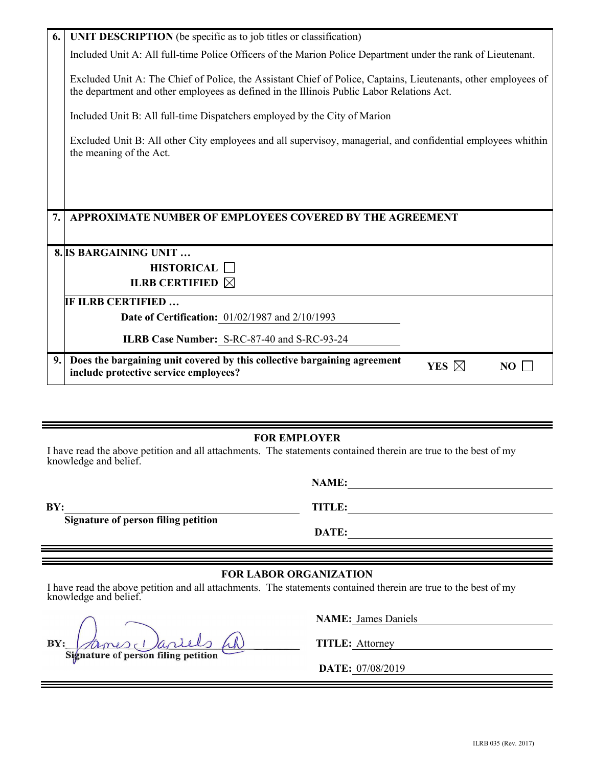**6. UNIT DESCRIPTION** (be specific as to job titles or classification)

Included Unit A: All full-time Police Officers of the Marion Police Department under the rank of Lieutenant.

Excluded Unit A: The Chief of Police, the Assistant Chief of Police, Captains, Lieutenants, other employees of the department and other employees as defined in the Illinois Public Labor Relations Act.

Included Unit B: All full-time Dispatchers employed by the City of Marion

Excluded Unit B: All other City employees and all supervisoy, managerial, and confidential employees whithin the meaning of the Act.

**7. APPROXIMATE NUMBER OF EMPLOYEES COVERED BY THE AGREEMENT**

**8. IS BARGAINING UNIT …**

**HISTORICAL** ☐

**ILRB CERTIFIED** ☒

**IF ILRB CERTIFIED …**

**Date of Certification:** 01/02/1987 and 2/10/1993

**ILRB Case Number:** S-RC-87-40 and S-RC-93-24

**9. Does the bargaining unit covered by this collective bargaining agreement include protective service employees?** **YES** ☒ **NO** ☐

---

## FOR EMPLOYER

I have read the above petition and all attachments. The statements contained therein are true to the best of my knowledge and belief.

**BY:** ______________________________
**Signature of person filing petition**

**NAME:** ______________________________

**TITLE:** ______________________________

**DATE:** ______________________________

---

## FOR LABOR ORGANIZATION

I have read the above petition and all attachments. The statements contained therein are true to the best of my knowledge and belief.

**BY:** James Daniels (signature)
**Signature of person filing petition**

**NAME:** James Daniels

**TITLE:** Attorney

**DATE:** 07/08/2019

ILRB 035 (Rev. 2017)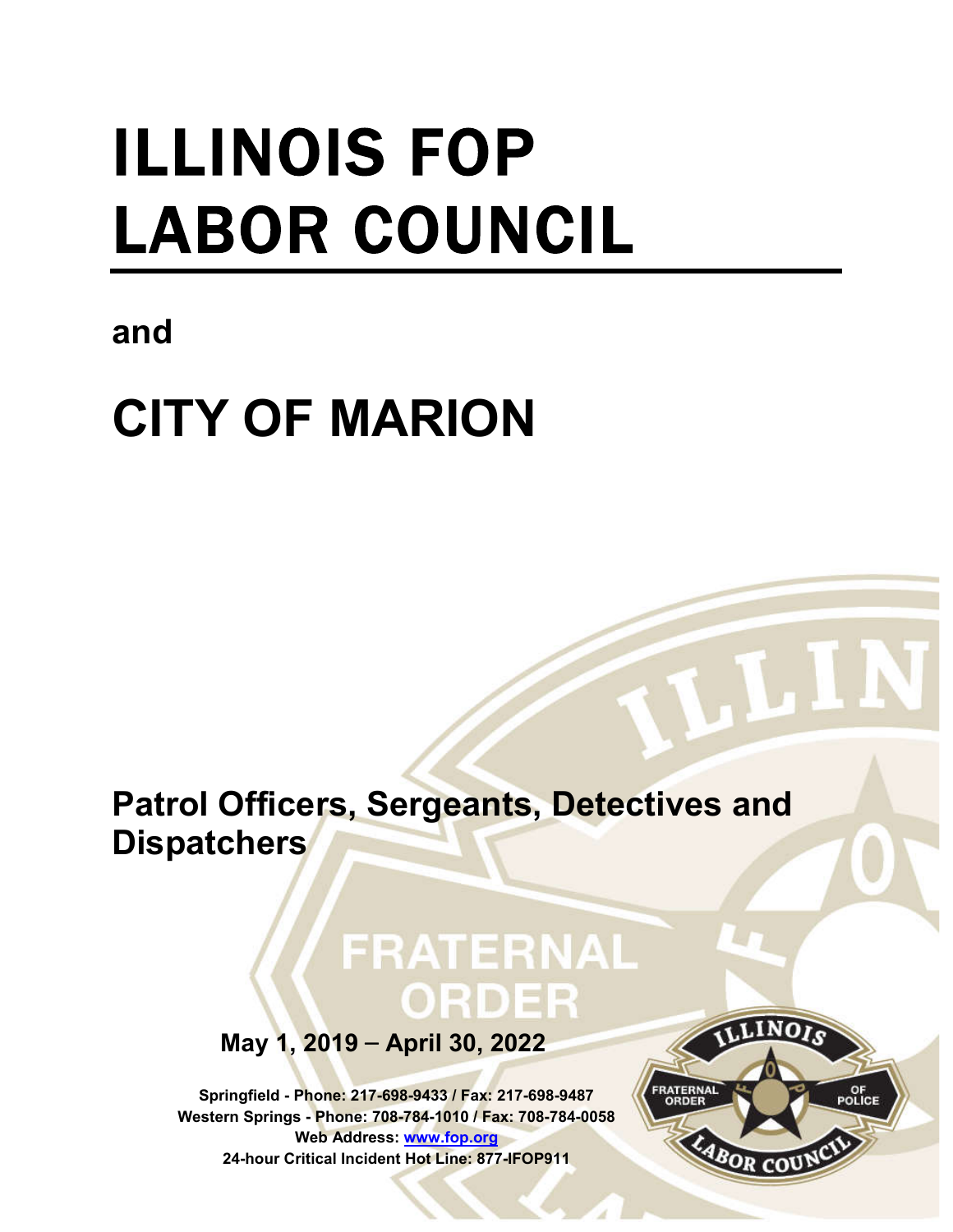# ILLINOIS FOP LABOR COUNCIL

**and**

# CITY OF MARION

## Patrol Officers, Sergeants, Detectives and Dispatchers

**May 1, 2019 – April 30, 2022**

**Springfield - Phone: 217-698-9433 / Fax: 217-698-9487**
**Western Springs - Phone: 708-784-1010 / Fax: 708-784-0058**
**Web Address: www.fop.org**
**24-hour Critical Incident Hot Line: 877-IFOP911**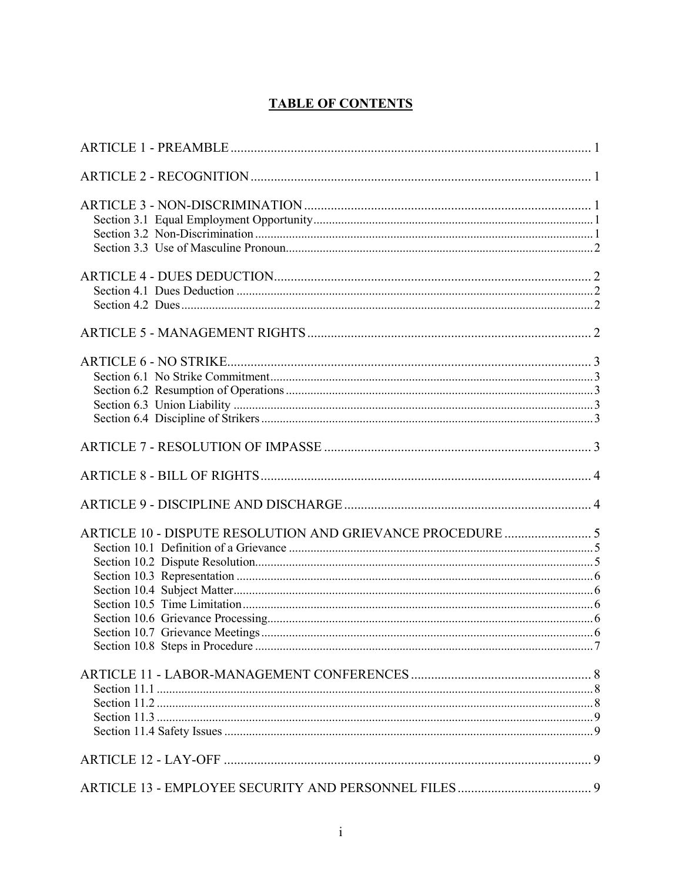# TABLE OF CONTENTS

ARTICLE 1 - PREAMBLE ........................................................................................................ 1

ARTICLE 2 - RECOGNITION ................................................................................................ 1

ARTICLE 3 - NON-DISCRIMINATION ................................................................................. 1
- Section 3.1 Equal Employment Opportunity ........................................................................ 1
- Section 3.2 Non-Discrimination ............................................................................................ 1
- Section 3.3 Use of Masculine Pronoun .................................................................................. 2

ARTICLE 4 - DUES DEDUCTION ........................................................................................... 2
- Section 4.1 Dues Deduction ................................................................................................... 2
- Section 4.2 Dues ..................................................................................................................... 2

ARTICLE 5 - MANAGEMENT RIGHTS ................................................................................. 2

ARTICLE 6 - NO STRIKE ........................................................................................................ 3
- Section 6.1 No Strike Commitment ....................................................................................... 3
- Section 6.2 Resumption of Operations .................................................................................. 3
- Section 6.3 Union Liability .................................................................................................... 3
- Section 6.4 Discipline of Strikers ........................................................................................... 3

ARTICLE 7 - RESOLUTION OF IMPASSE ............................................................................ 3

ARTICLE 8 - BILL OF RIGHTS .............................................................................................. 4

ARTICLE 9 - DISCIPLINE AND DISCHARGE ...................................................................... 4

ARTICLE 10 - DISPUTE RESOLUTION AND GRIEVANCE PROCEDURE ....................... 5
- Section 10.1 Definition of a Grievance .................................................................................. 5
- Section 10.2 Dispute Resolution ............................................................................................. 5
- Section 10.3 Representation ................................................................................................... 6
- Section 10.4 Subject Matter .................................................................................................... 6
- Section 10.5 Time Limitation ................................................................................................. 6
- Section 10.6 Grievance Processing ......................................................................................... 6
- Section 10.7 Grievance Meetings ........................................................................................... 6
- Section 10.8 Steps in Procedure ............................................................................................. 7

ARTICLE 11 - LABOR-MANAGEMENT CONFERENCES .................................................. 8
- Section 11.1 ............................................................................................................................ 8
- Section 11.2 ............................................................................................................................ 8
- Section 11.3 ............................................................................................................................ 9
- Section 11.4 Safety Issues ...................................................................................................... 9

ARTICLE 12 - LAY-OFF ......................................................................................................... 9

ARTICLE 13 - EMPLOYEE SECURITY AND PERSONNEL FILES ..................................... 9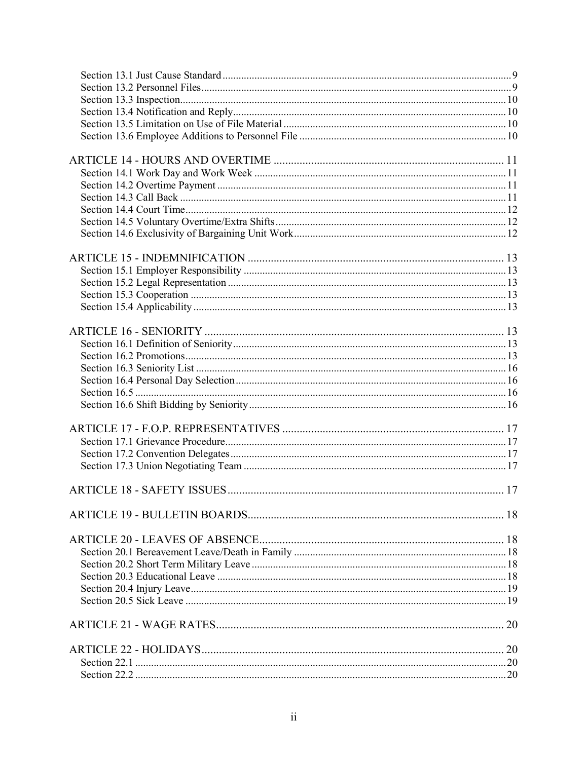Section 13.1 Just Cause Standard ..... 9
Section 13.2 Personnel Files ..... 9
Section 13.3 Inspection ..... 10
Section 13.4 Notification and Reply ..... 10
Section 13.5 Limitation on Use of File Material ..... 10
Section 13.6 Employee Additions to Personnel File ..... 10

ARTICLE 14 - HOURS AND OVERTIME ..... 11
Section 14.1 Work Day and Work Week ..... 11
Section 14.2 Overtime Payment ..... 11
Section 14.3 Call Back ..... 11
Section 14.4 Court Time ..... 12
Section 14.5 Voluntary Overtime/Extra Shifts ..... 12
Section 14.6 Exclusivity of Bargaining Unit Work ..... 12

ARTICLE 15 - INDEMNIFICATION ..... 13
Section 15.1 Employer Responsibility ..... 13
Section 15.2 Legal Representation ..... 13
Section 15.3 Cooperation ..... 13
Section 15.4 Applicability ..... 13

ARTICLE 16 - SENIORITY ..... 13
Section 16.1 Definition of Seniority ..... 13
Section 16.2 Promotions ..... 13
Section 16.3 Seniority List ..... 16
Section 16.4 Personal Day Selection ..... 16
Section 16.5 ..... 16
Section 16.6 Shift Bidding by Seniority ..... 16

ARTICLE 17 - F.O.P. REPRESENTATIVES ..... 17
Section 17.1 Grievance Procedure ..... 17
Section 17.2 Convention Delegates ..... 17
Section 17.3 Union Negotiating Team ..... 17

ARTICLE 18 - SAFETY ISSUES ..... 17

ARTICLE 19 - BULLETIN BOARDS ..... 18

ARTICLE 20 - LEAVES OF ABSENCE ..... 18
Section 20.1 Bereavement Leave/Death in Family ..... 18
Section 20.2 Short Term Military Leave ..... 18
Section 20.3 Educational Leave ..... 18
Section 20.4 Injury Leave ..... 19
Section 20.5 Sick Leave ..... 19

ARTICLE 21 - WAGE RATES ..... 20

ARTICLE 22 - HOLIDAYS ..... 20
Section 22.1 ..... 20
Section 22.2 ..... 20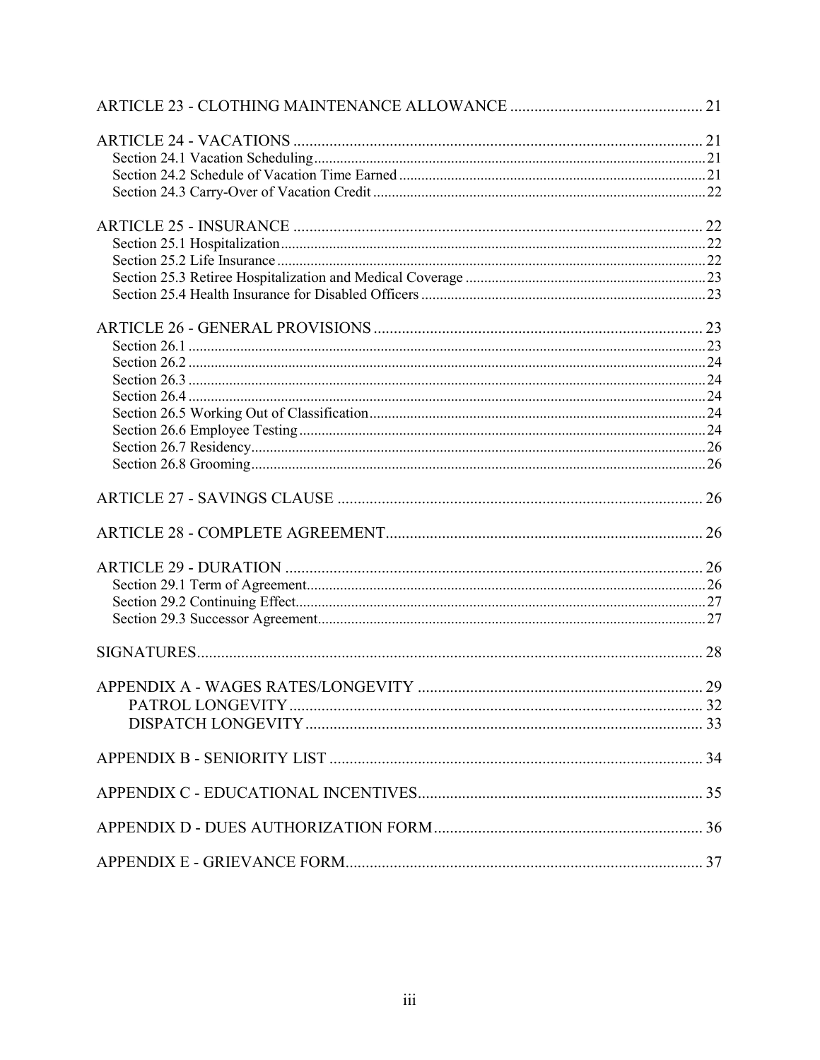ARTICLE 23 - CLOTHING MAINTENANCE ALLOWANCE ............................................... 21

ARTICLE 24 - VACATIONS ....................................................................................... 21
- Section 24.1 Vacation Scheduling ........................................................................... 21
- Section 24.2 Schedule of Vacation Time Earned .................................................... 21
- Section 24.3 Carry-Over of Vacation Credit ........................................................... 22

ARTICLE 25 - INSURANCE ...................................................................................... 22
- Section 25.1 Hospitalization ..................................................................................... 22
- Section 25.2 Life Insurance ...................................................................................... 22
- Section 25.3 Retiree Hospitalization and Medical Coverage .................................. 23
- Section 25.4 Health Insurance for Disabled Officers .............................................. 23

ARTICLE 26 - GENERAL PROVISIONS .................................................................. 23
- Section 26.1 .............................................................................................................. 23
- Section 26.2 .............................................................................................................. 24
- Section 26.3 .............................................................................................................. 24
- Section 26.4 .............................................................................................................. 24
- Section 26.5 Working Out of Classification ............................................................ 24
- Section 26.6 Employee Testing ................................................................................ 24
- Section 26.7 Residency ............................................................................................. 26
- Section 26.8 Grooming ............................................................................................. 26

ARTICLE 27 - SAVINGS CLAUSE ........................................................................... 26

ARTICLE 28 - COMPLETE AGREEMENT ............................................................... 26

ARTICLE 29 - DURATION ......................................................................................... 26
- Section 29.1 Term of Agreement .............................................................................. 26
- Section 29.2 Continuing Effect ................................................................................. 27
- Section 29.3 Successor Agreement ........................................................................... 27

SIGNATURES ............................................................................................................. 28

APPENDIX A - WAGES RATES/LONGEVITY ....................................................... 29
- PATROL LONGEVITY ....................................................................................... 32
- DISPATCH LONGEVITY ................................................................................... 33

APPENDIX B - SENIORITY LIST ............................................................................. 34

APPENDIX C - EDUCATIONAL INCENTIVES ....................................................... 35

APPENDIX D - DUES AUTHORIZATION FORM ................................................... 36

APPENDIX E - GRIEVANCE FORM ......................................................................... 37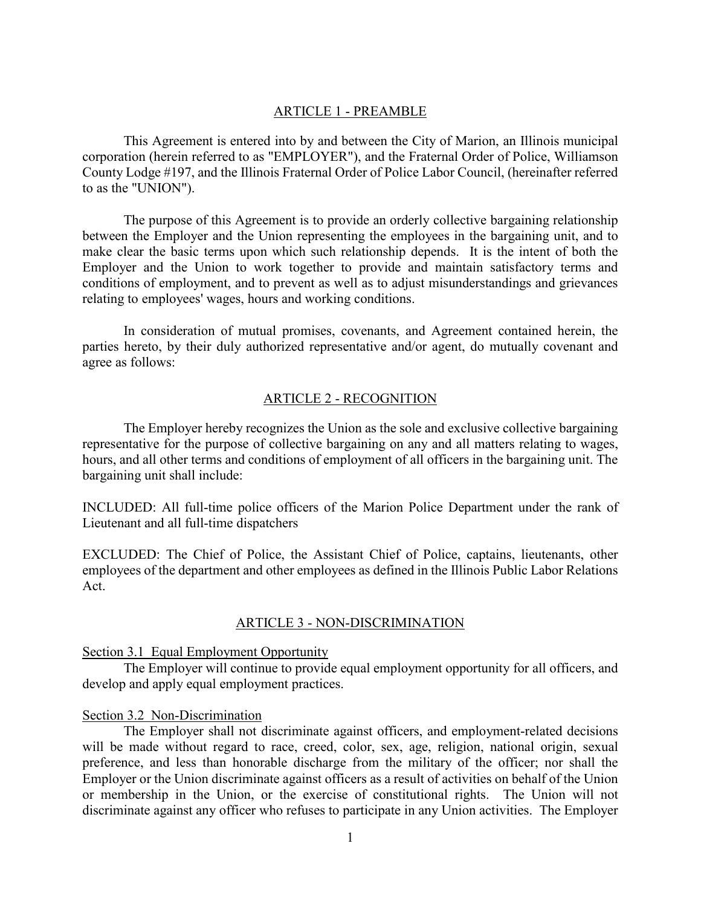## ARTICLE 1 - PREAMBLE

This Agreement is entered into by and between the City of Marion, an Illinois municipal corporation (herein referred to as "EMPLOYER"), and the Fraternal Order of Police, Williamson County Lodge #197, and the Illinois Fraternal Order of Police Labor Council, (hereinafter referred to as the "UNION").

The purpose of this Agreement is to provide an orderly collective bargaining relationship between the Employer and the Union representing the employees in the bargaining unit, and to make clear the basic terms upon which such relationship depends. It is the intent of both the Employer and the Union to work together to provide and maintain satisfactory terms and conditions of employment, and to prevent as well as to adjust misunderstandings and grievances relating to employees' wages, hours and working conditions.

In consideration of mutual promises, covenants, and Agreement contained herein, the parties hereto, by their duly authorized representative and/or agent, do mutually covenant and agree as follows:

## ARTICLE 2 - RECOGNITION

The Employer hereby recognizes the Union as the sole and exclusive collective bargaining representative for the purpose of collective bargaining on any and all matters relating to wages, hours, and all other terms and conditions of employment of all officers in the bargaining unit. The bargaining unit shall include:

INCLUDED: All full-time police officers of the Marion Police Department under the rank of Lieutenant and all full-time dispatchers

EXCLUDED: The Chief of Police, the Assistant Chief of Police, captains, lieutenants, other employees of the department and other employees as defined in the Illinois Public Labor Relations Act.

## ARTICLE 3 - NON-DISCRIMINATION

### Section 3.1 Equal Employment Opportunity

The Employer will continue to provide equal employment opportunity for all officers, and develop and apply equal employment practices.

### Section 3.2 Non-Discrimination

The Employer shall not discriminate against officers, and employment-related decisions will be made without regard to race, creed, color, sex, age, religion, national origin, sexual preference, and less than honorable discharge from the military of the officer; nor shall the Employer or the Union discriminate against officers as a result of activities on behalf of the Union or membership in the Union, or the exercise of constitutional rights. The Union will not discriminate against any officer who refuses to participate in any Union activities. The Employer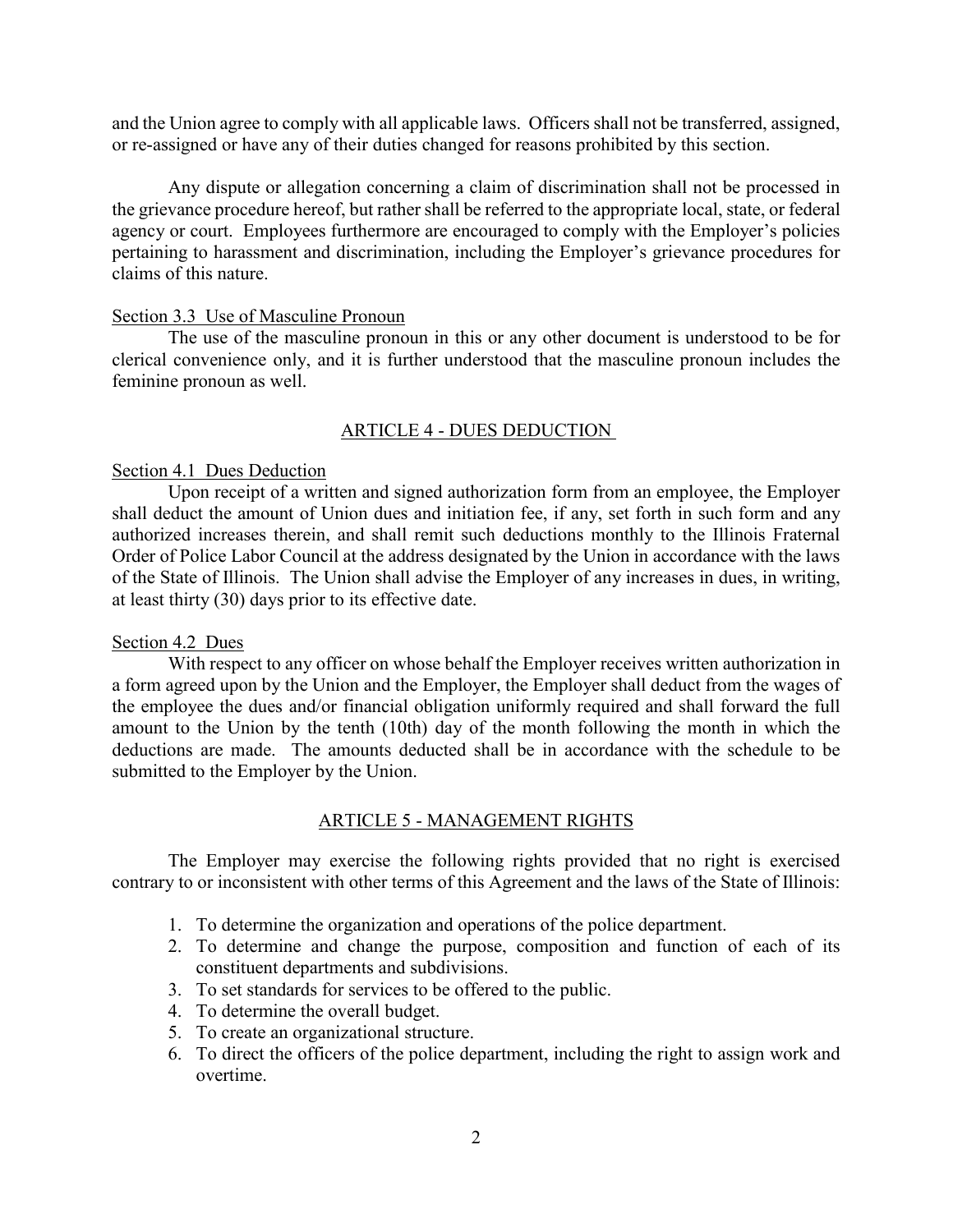and the Union agree to comply with all applicable laws. Officers shall not be transferred, assigned, or re-assigned or have any of their duties changed for reasons prohibited by this section.

Any dispute or allegation concerning a claim of discrimination shall not be processed in the grievance procedure hereof, but rather shall be referred to the appropriate local, state, or federal agency or court. Employees furthermore are encouraged to comply with the Employer's policies pertaining to harassment and discrimination, including the Employer's grievance procedures for claims of this nature.

Section 3.3 Use of Masculine Pronoun

The use of the masculine pronoun in this or any other document is understood to be for clerical convenience only, and it is further understood that the masculine pronoun includes the feminine pronoun as well.

## ARTICLE 4 - DUES DEDUCTION

Section 4.1 Dues Deduction

Upon receipt of a written and signed authorization form from an employee, the Employer shall deduct the amount of Union dues and initiation fee, if any, set forth in such form and any authorized increases therein, and shall remit such deductions monthly to the Illinois Fraternal Order of Police Labor Council at the address designated by the Union in accordance with the laws of the State of Illinois. The Union shall advise the Employer of any increases in dues, in writing, at least thirty (30) days prior to its effective date.

Section 4.2 Dues

With respect to any officer on whose behalf the Employer receives written authorization in a form agreed upon by the Union and the Employer, the Employer shall deduct from the wages of the employee the dues and/or financial obligation uniformly required and shall forward the full amount to the Union by the tenth (10th) day of the month following the month in which the deductions are made. The amounts deducted shall be in accordance with the schedule to be submitted to the Employer by the Union.

## ARTICLE 5 - MANAGEMENT RIGHTS

The Employer may exercise the following rights provided that no right is exercised contrary to or inconsistent with other terms of this Agreement and the laws of the State of Illinois:

1. To determine the organization and operations of the police department.
2. To determine and change the purpose, composition and function of each of its constituent departments and subdivisions.
3. To set standards for services to be offered to the public.
4. To determine the overall budget.
5. To create an organizational structure.
6. To direct the officers of the police department, including the right to assign work and overtime.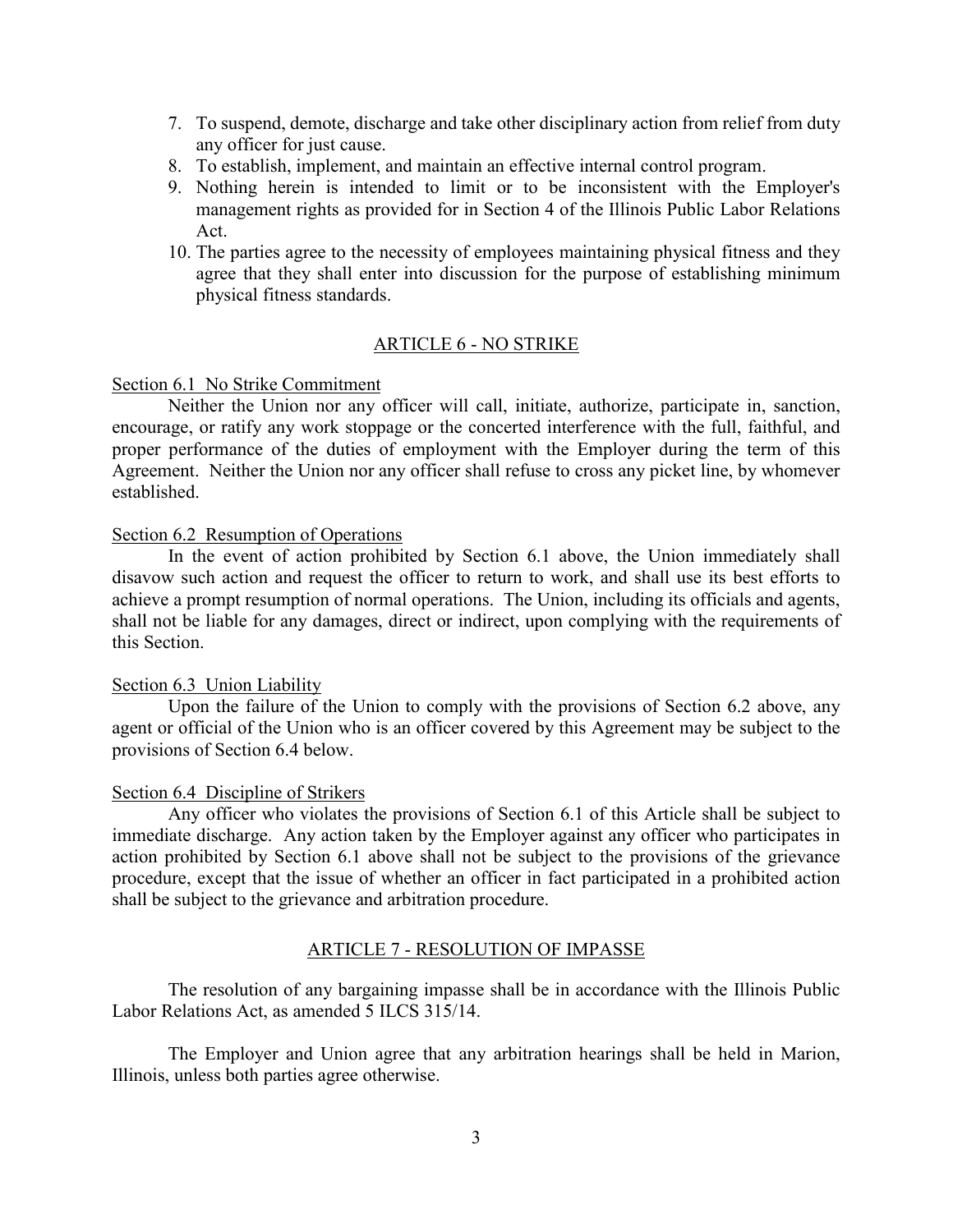7. To suspend, demote, discharge and take other disciplinary action from relief from duty any officer for just cause.
8. To establish, implement, and maintain an effective internal control program.
9. Nothing herein is intended to limit or to be inconsistent with the Employer's management rights as provided for in Section 4 of the Illinois Public Labor Relations Act.
10. The parties agree to the necessity of employees maintaining physical fitness and they agree that they shall enter into discussion for the purpose of establishing minimum physical fitness standards.

## ARTICLE 6 - NO STRIKE

### Section 6.1 No Strike Commitment

Neither the Union nor any officer will call, initiate, authorize, participate in, sanction, encourage, or ratify any work stoppage or the concerted interference with the full, faithful, and proper performance of the duties of employment with the Employer during the term of this Agreement. Neither the Union nor any officer shall refuse to cross any picket line, by whomever established.

### Section 6.2 Resumption of Operations

In the event of action prohibited by Section 6.1 above, the Union immediately shall disavow such action and request the officer to return to work, and shall use its best efforts to achieve a prompt resumption of normal operations. The Union, including its officials and agents, shall not be liable for any damages, direct or indirect, upon complying with the requirements of this Section.

### Section 6.3 Union Liability

Upon the failure of the Union to comply with the provisions of Section 6.2 above, any agent or official of the Union who is an officer covered by this Agreement may be subject to the provisions of Section 6.4 below.

### Section 6.4 Discipline of Strikers

Any officer who violates the provisions of Section 6.1 of this Article shall be subject to immediate discharge. Any action taken by the Employer against any officer who participates in action prohibited by Section 6.1 above shall not be subject to the provisions of the grievance procedure, except that the issue of whether an officer in fact participated in a prohibited action shall be subject to the grievance and arbitration procedure.

## ARTICLE 7 - RESOLUTION OF IMPASSE

The resolution of any bargaining impasse shall be in accordance with the Illinois Public Labor Relations Act, as amended 5 ILCS 315/14.

The Employer and Union agree that any arbitration hearings shall be held in Marion, Illinois, unless both parties agree otherwise.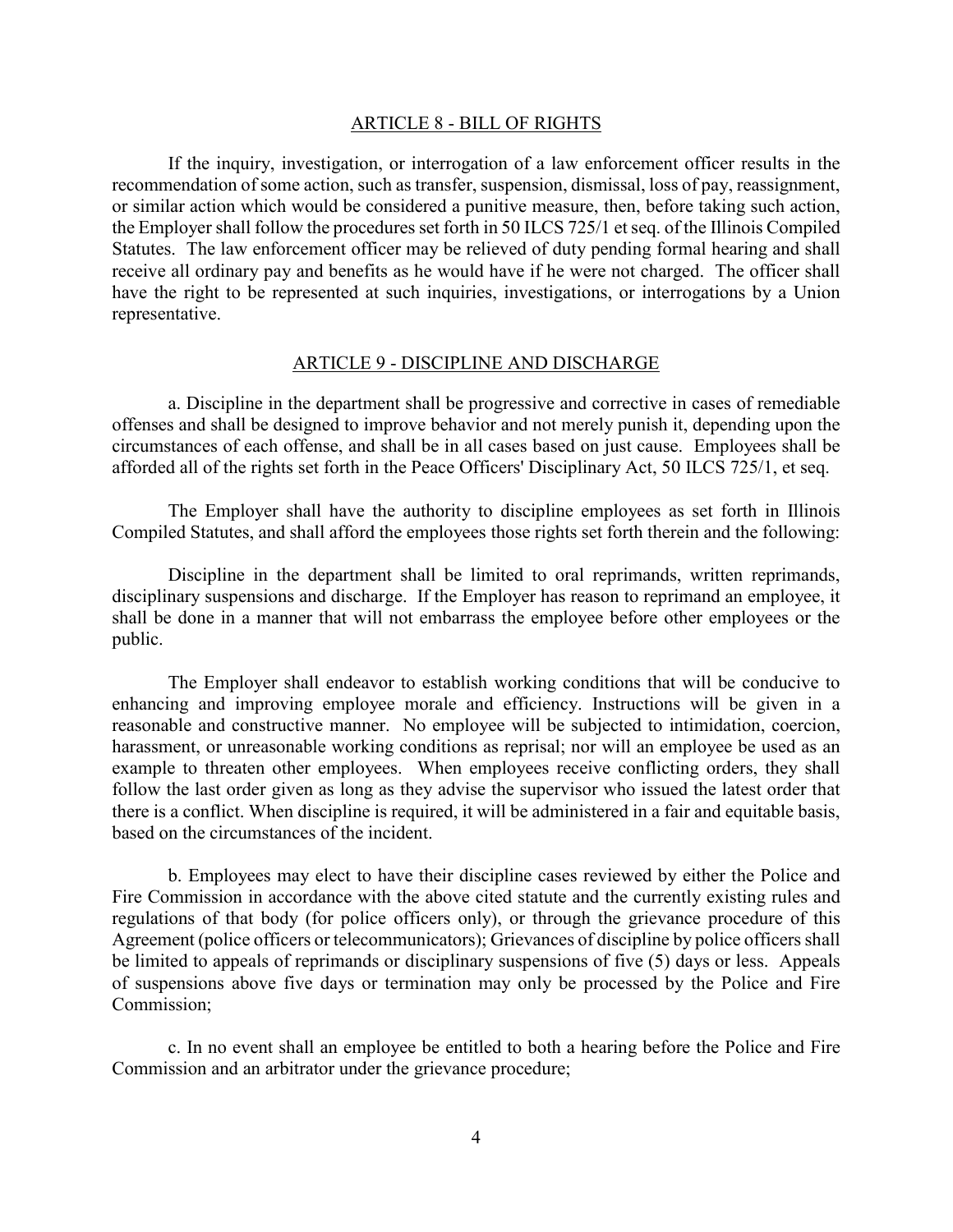## ARTICLE 8 - BILL OF RIGHTS

If the inquiry, investigation, or interrogation of a law enforcement officer results in the recommendation of some action, such as transfer, suspension, dismissal, loss of pay, reassignment, or similar action which would be considered a punitive measure, then, before taking such action, the Employer shall follow the procedures set forth in 50 ILCS 725/1 et seq. of the Illinois Compiled Statutes. The law enforcement officer may be relieved of duty pending formal hearing and shall receive all ordinary pay and benefits as he would have if he were not charged. The officer shall have the right to be represented at such inquiries, investigations, or interrogations by a Union representative.

## ARTICLE 9 - DISCIPLINE AND DISCHARGE

a. Discipline in the department shall be progressive and corrective in cases of remediable offenses and shall be designed to improve behavior and not merely punish it, depending upon the circumstances of each offense, and shall be in all cases based on just cause. Employees shall be afforded all of the rights set forth in the Peace Officers' Disciplinary Act, 50 ILCS 725/1, et seq.

The Employer shall have the authority to discipline employees as set forth in Illinois Compiled Statutes, and shall afford the employees those rights set forth therein and the following:

Discipline in the department shall be limited to oral reprimands, written reprimands, disciplinary suspensions and discharge. If the Employer has reason to reprimand an employee, it shall be done in a manner that will not embarrass the employee before other employees or the public.

The Employer shall endeavor to establish working conditions that will be conducive to enhancing and improving employee morale and efficiency. Instructions will be given in a reasonable and constructive manner. No employee will be subjected to intimidation, coercion, harassment, or unreasonable working conditions as reprisal; nor will an employee be used as an example to threaten other employees. When employees receive conflicting orders, they shall follow the last order given as long as they advise the supervisor who issued the latest order that there is a conflict. When discipline is required, it will be administered in a fair and equitable basis, based on the circumstances of the incident.

b. Employees may elect to have their discipline cases reviewed by either the Police and Fire Commission in accordance with the above cited statute and the currently existing rules and regulations of that body (for police officers only), or through the grievance procedure of this Agreement (police officers or telecommunicators); Grievances of discipline by police officers shall be limited to appeals of reprimands or disciplinary suspensions of five (5) days or less. Appeals of suspensions above five days or termination may only be processed by the Police and Fire Commission;

c. In no event shall an employee be entitled to both a hearing before the Police and Fire Commission and an arbitrator under the grievance procedure;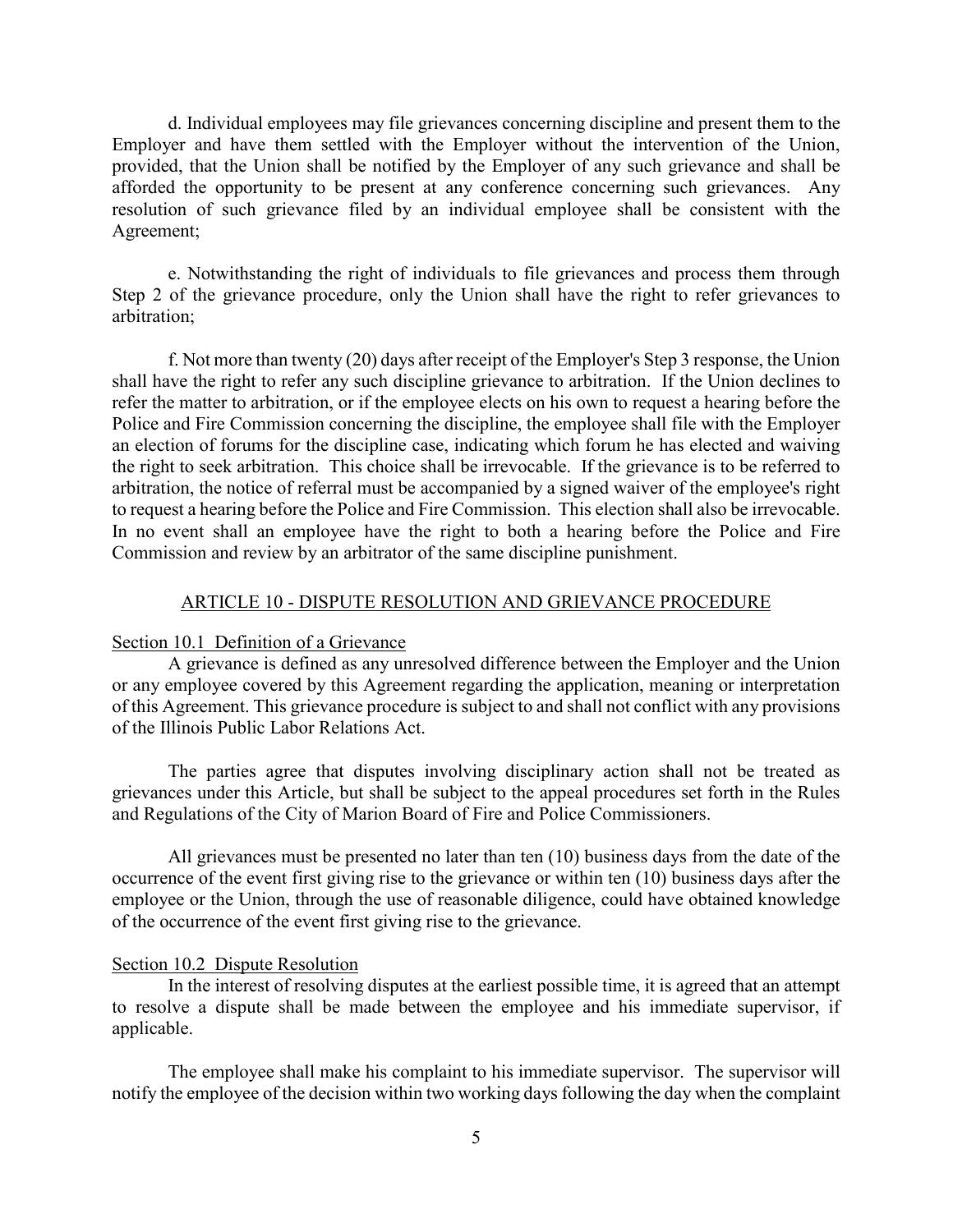d. Individual employees may file grievances concerning discipline and present them to the Employer and have them settled with the Employer without the intervention of the Union, provided, that the Union shall be notified by the Employer of any such grievance and shall be afforded the opportunity to be present at any conference concerning such grievances. Any resolution of such grievance filed by an individual employee shall be consistent with the Agreement;

e. Notwithstanding the right of individuals to file grievances and process them through Step 2 of the grievance procedure, only the Union shall have the right to refer grievances to arbitration;

f. Not more than twenty (20) days after receipt of the Employer's Step 3 response, the Union shall have the right to refer any such discipline grievance to arbitration. If the Union declines to refer the matter to arbitration, or if the employee elects on his own to request a hearing before the Police and Fire Commission concerning the discipline, the employee shall file with the Employer an election of forums for the discipline case, indicating which forum he has elected and waiving the right to seek arbitration. This choice shall be irrevocable. If the grievance is to be referred to arbitration, the notice of referral must be accompanied by a signed waiver of the employee's right to request a hearing before the Police and Fire Commission. This election shall also be irrevocable. In no event shall an employee have the right to both a hearing before the Police and Fire Commission and review by an arbitrator of the same discipline punishment.

## ARTICLE 10 - DISPUTE RESOLUTION AND GRIEVANCE PROCEDURE

### Section 10.1 Definition of a Grievance

A grievance is defined as any unresolved difference between the Employer and the Union or any employee covered by this Agreement regarding the application, meaning or interpretation of this Agreement. This grievance procedure is subject to and shall not conflict with any provisions of the Illinois Public Labor Relations Act.

The parties agree that disputes involving disciplinary action shall not be treated as grievances under this Article, but shall be subject to the appeal procedures set forth in the Rules and Regulations of the City of Marion Board of Fire and Police Commissioners.

All grievances must be presented no later than ten (10) business days from the date of the occurrence of the event first giving rise to the grievance or within ten (10) business days after the employee or the Union, through the use of reasonable diligence, could have obtained knowledge of the occurrence of the event first giving rise to the grievance.

### Section 10.2 Dispute Resolution

In the interest of resolving disputes at the earliest possible time, it is agreed that an attempt to resolve a dispute shall be made between the employee and his immediate supervisor, if applicable.

The employee shall make his complaint to his immediate supervisor. The supervisor will notify the employee of the decision within two working days following the day when the complaint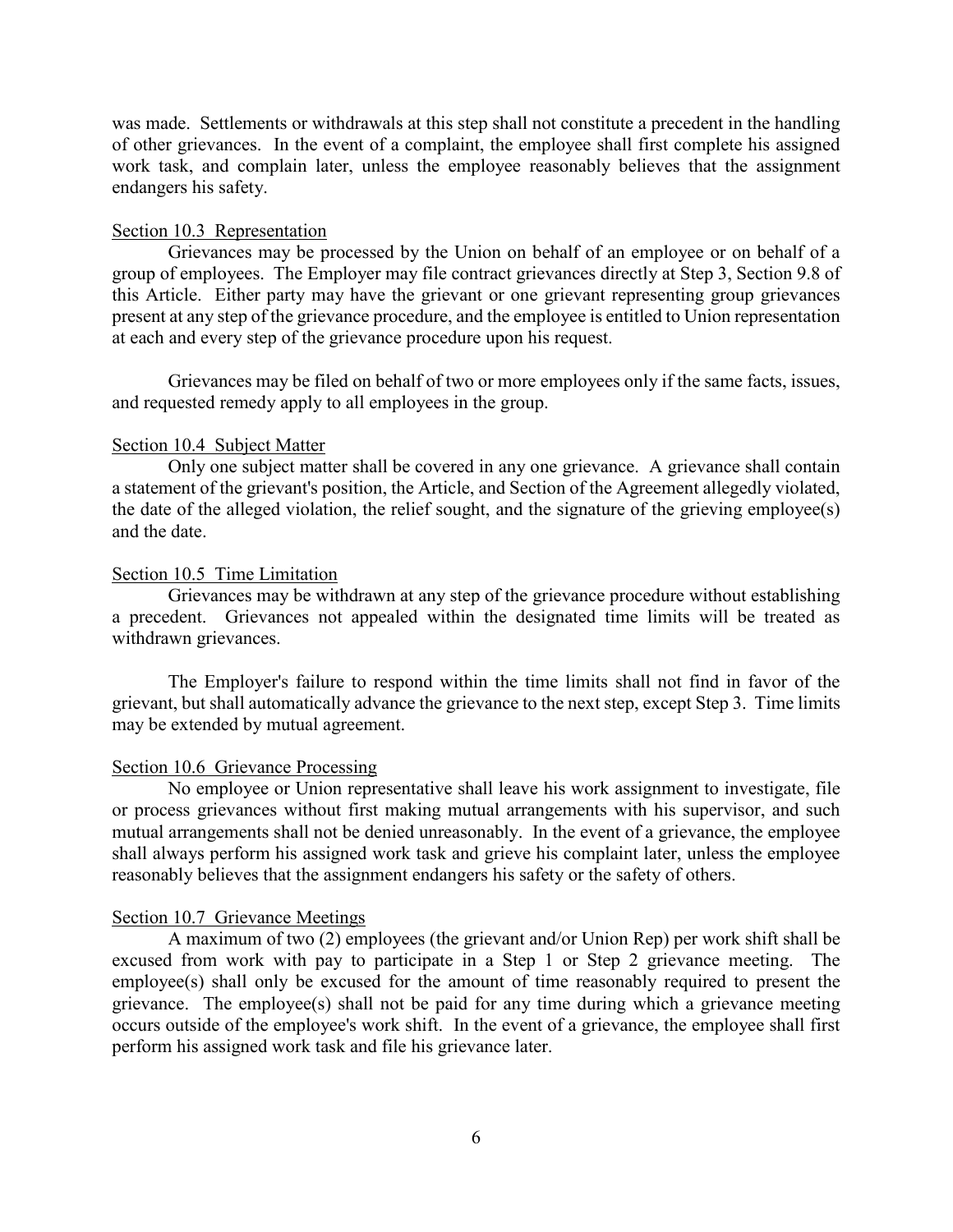was made. Settlements or withdrawals at this step shall not constitute a precedent in the handling of other grievances. In the event of a complaint, the employee shall first complete his assigned work task, and complain later, unless the employee reasonably believes that the assignment endangers his safety.

Section 10.3 Representation

Grievances may be processed by the Union on behalf of an employee or on behalf of a group of employees. The Employer may file contract grievances directly at Step 3, Section 9.8 of this Article. Either party may have the grievant or one grievant representing group grievances present at any step of the grievance procedure, and the employee is entitled to Union representation at each and every step of the grievance procedure upon his request.

Grievances may be filed on behalf of two or more employees only if the same facts, issues, and requested remedy apply to all employees in the group.

Section 10.4 Subject Matter

Only one subject matter shall be covered in any one grievance. A grievance shall contain a statement of the grievant's position, the Article, and Section of the Agreement allegedly violated, the date of the alleged violation, the relief sought, and the signature of the grieving employee(s) and the date.

Section 10.5 Time Limitation

Grievances may be withdrawn at any step of the grievance procedure without establishing a precedent. Grievances not appealed within the designated time limits will be treated as withdrawn grievances.

The Employer's failure to respond within the time limits shall not find in favor of the grievant, but shall automatically advance the grievance to the next step, except Step 3. Time limits may be extended by mutual agreement.

Section 10.6 Grievance Processing

No employee or Union representative shall leave his work assignment to investigate, file or process grievances without first making mutual arrangements with his supervisor, and such mutual arrangements shall not be denied unreasonably. In the event of a grievance, the employee shall always perform his assigned work task and grieve his complaint later, unless the employee reasonably believes that the assignment endangers his safety or the safety of others.

Section 10.7 Grievance Meetings

A maximum of two (2) employees (the grievant and/or Union Rep) per work shift shall be excused from work with pay to participate in a Step 1 or Step 2 grievance meeting. The employee(s) shall only be excused for the amount of time reasonably required to present the grievance. The employee(s) shall not be paid for any time during which a grievance meeting occurs outside of the employee's work shift. In the event of a grievance, the employee shall first perform his assigned work task and file his grievance later.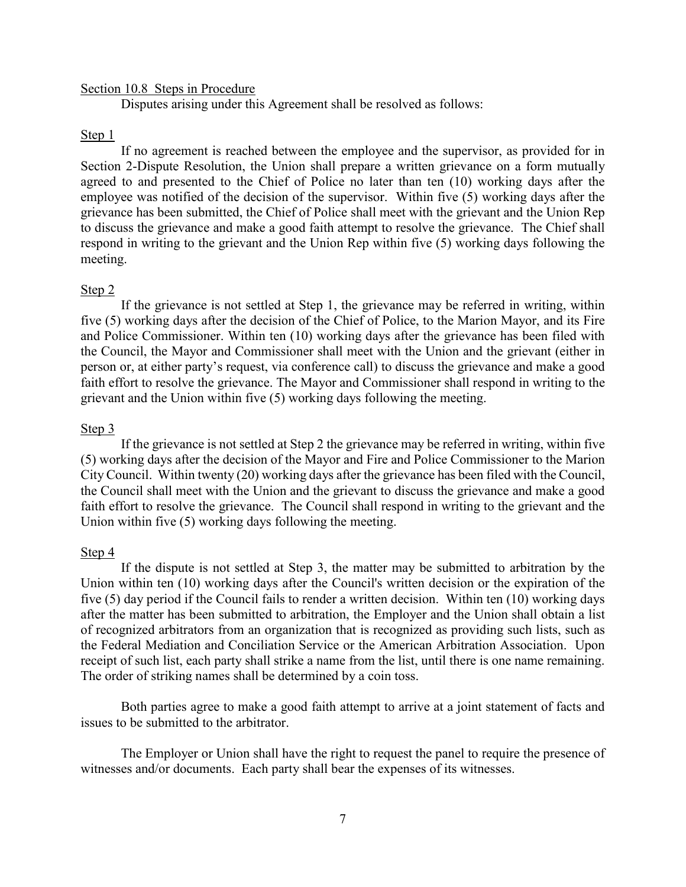Section 10.8 Steps in Procedure

Disputes arising under this Agreement shall be resolved as follows:

Step 1

If no agreement is reached between the employee and the supervisor, as provided for in Section 2-Dispute Resolution, the Union shall prepare a written grievance on a form mutually agreed to and presented to the Chief of Police no later than ten (10) working days after the employee was notified of the decision of the supervisor. Within five (5) working days after the grievance has been submitted, the Chief of Police shall meet with the grievant and the Union Rep to discuss the grievance and make a good faith attempt to resolve the grievance. The Chief shall respond in writing to the grievant and the Union Rep within five (5) working days following the meeting.

Step 2

If the grievance is not settled at Step 1, the grievance may be referred in writing, within five (5) working days after the decision of the Chief of Police, to the Marion Mayor, and its Fire and Police Commissioner. Within ten (10) working days after the grievance has been filed with the Council, the Mayor and Commissioner shall meet with the Union and the grievant (either in person or, at either party's request, via conference call) to discuss the grievance and make a good faith effort to resolve the grievance. The Mayor and Commissioner shall respond in writing to the grievant and the Union within five (5) working days following the meeting.

Step 3

If the grievance is not settled at Step 2 the grievance may be referred in writing, within five (5) working days after the decision of the Mayor and Fire and Police Commissioner to the Marion City Council. Within twenty (20) working days after the grievance has been filed with the Council, the Council shall meet with the Union and the grievant to discuss the grievance and make a good faith effort to resolve the grievance. The Council shall respond in writing to the grievant and the Union within five (5) working days following the meeting.

Step 4

If the dispute is not settled at Step 3, the matter may be submitted to arbitration by the Union within ten (10) working days after the Council's written decision or the expiration of the five (5) day period if the Council fails to render a written decision. Within ten (10) working days after the matter has been submitted to arbitration, the Employer and the Union shall obtain a list of recognized arbitrators from an organization that is recognized as providing such lists, such as the Federal Mediation and Conciliation Service or the American Arbitration Association. Upon receipt of such list, each party shall strike a name from the list, until there is one name remaining. The order of striking names shall be determined by a coin toss.

Both parties agree to make a good faith attempt to arrive at a joint statement of facts and issues to be submitted to the arbitrator.

The Employer or Union shall have the right to request the panel to require the presence of witnesses and/or documents. Each party shall bear the expenses of its witnesses.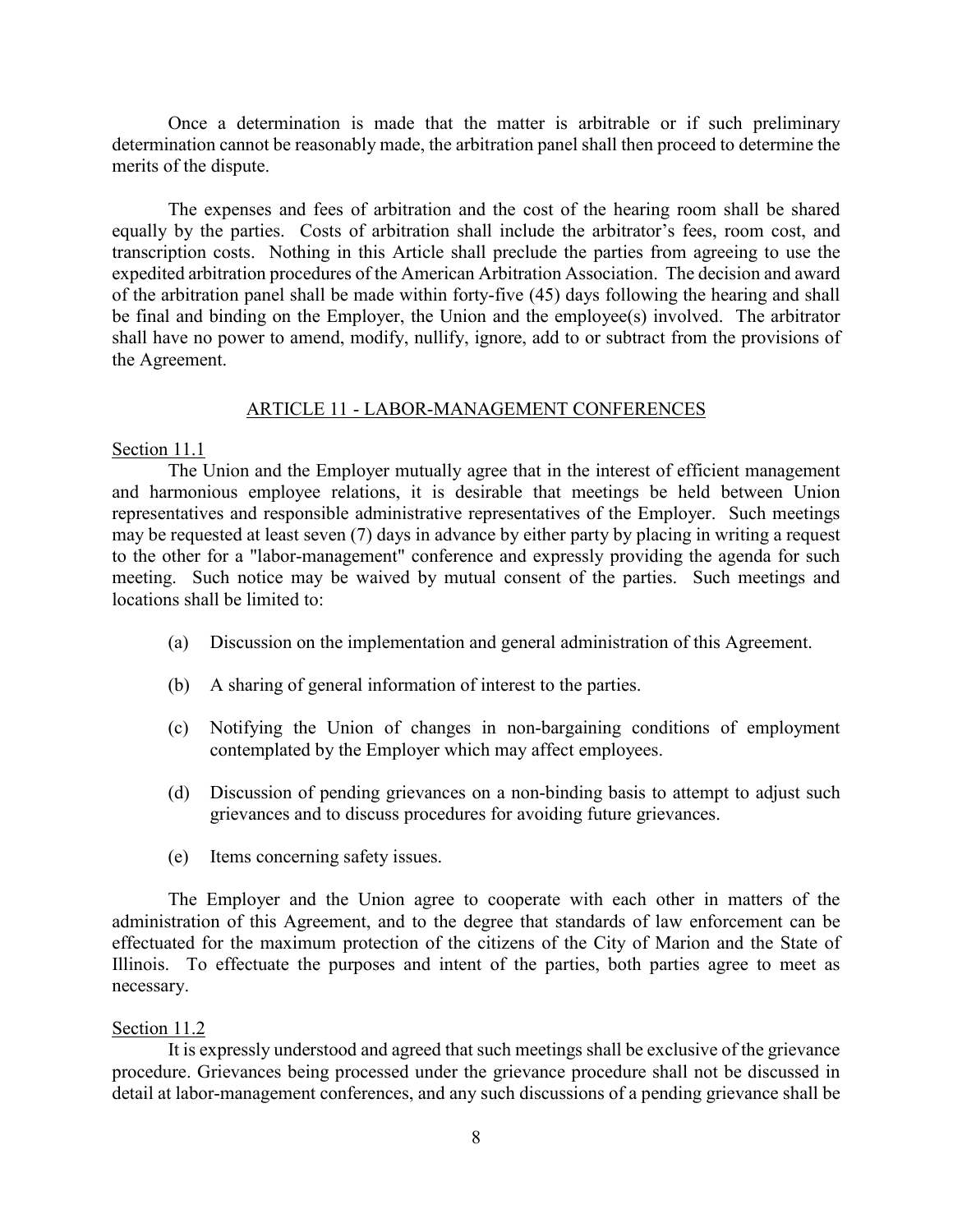Once a determination is made that the matter is arbitrable or if such preliminary determination cannot be reasonably made, the arbitration panel shall then proceed to determine the merits of the dispute.

The expenses and fees of arbitration and the cost of the hearing room shall be shared equally by the parties. Costs of arbitration shall include the arbitrator's fees, room cost, and transcription costs. Nothing in this Article shall preclude the parties from agreeing to use the expedited arbitration procedures of the American Arbitration Association. The decision and award of the arbitration panel shall be made within forty-five (45) days following the hearing and shall be final and binding on the Employer, the Union and the employee(s) involved. The arbitrator shall have no power to amend, modify, nullify, ignore, add to or subtract from the provisions of the Agreement.

## ARTICLE 11 - LABOR-MANAGEMENT CONFERENCES

### Section 11.1

The Union and the Employer mutually agree that in the interest of efficient management and harmonious employee relations, it is desirable that meetings be held between Union representatives and responsible administrative representatives of the Employer. Such meetings may be requested at least seven (7) days in advance by either party by placing in writing a request to the other for a "labor-management" conference and expressly providing the agenda for such meeting. Such notice may be waived by mutual consent of the parties. Such meetings and locations shall be limited to:

(a) Discussion on the implementation and general administration of this Agreement.

(b) A sharing of general information of interest to the parties.

(c) Notifying the Union of changes in non-bargaining conditions of employment contemplated by the Employer which may affect employees.

(d) Discussion of pending grievances on a non-binding basis to attempt to adjust such grievances and to discuss procedures for avoiding future grievances.

(e) Items concerning safety issues.

The Employer and the Union agree to cooperate with each other in matters of the administration of this Agreement, and to the degree that standards of law enforcement can be effectuated for the maximum protection of the citizens of the City of Marion and the State of Illinois. To effectuate the purposes and intent of the parties, both parties agree to meet as necessary.

### Section 11.2

It is expressly understood and agreed that such meetings shall be exclusive of the grievance procedure. Grievances being processed under the grievance procedure shall not be discussed in detail at labor-management conferences, and any such discussions of a pending grievance shall be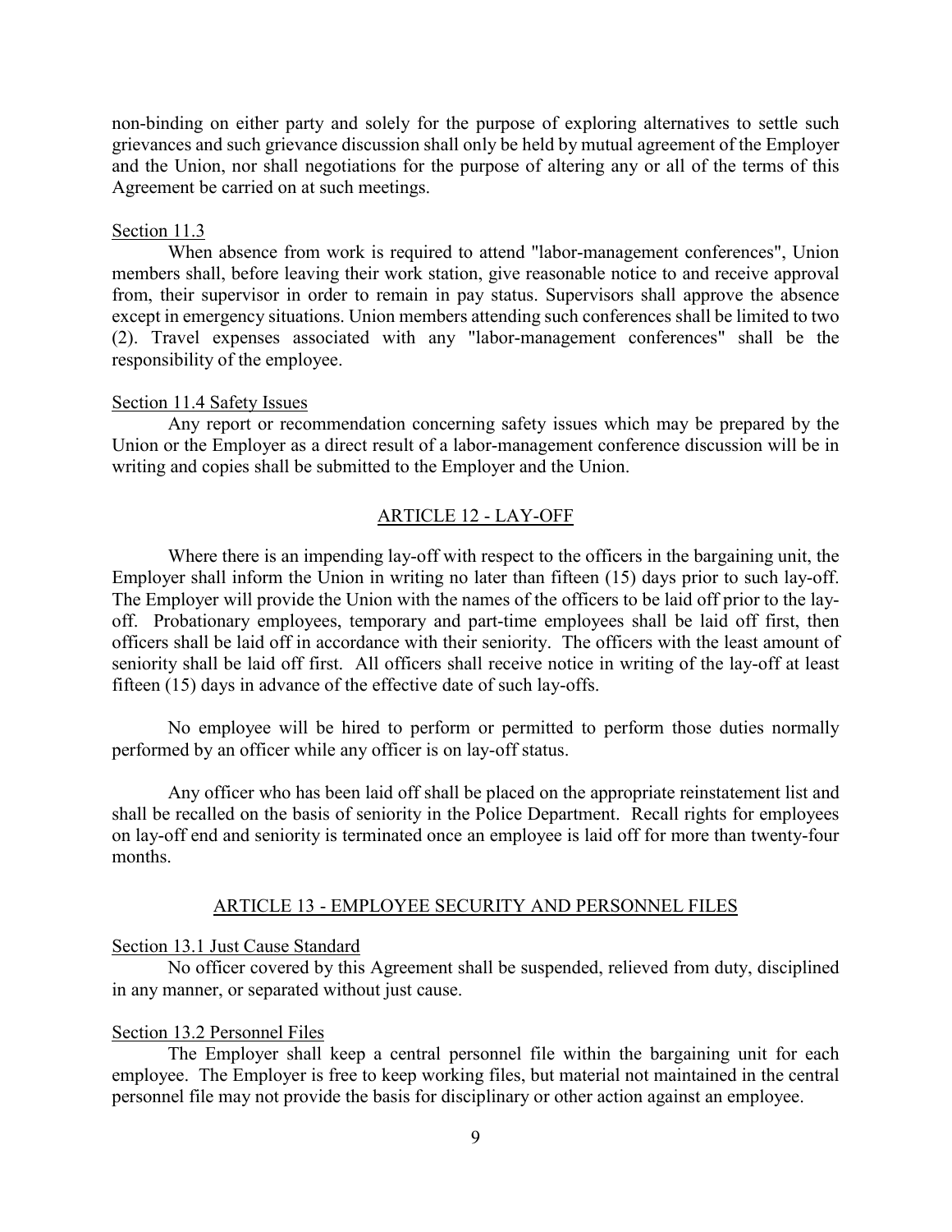non-binding on either party and solely for the purpose of exploring alternatives to settle such grievances and such grievance discussion shall only be held by mutual agreement of the Employer and the Union, nor shall negotiations for the purpose of altering any or all of the terms of this Agreement be carried on at such meetings.

Section 11.3

When absence from work is required to attend "labor-management conferences", Union members shall, before leaving their work station, give reasonable notice to and receive approval from, their supervisor in order to remain in pay status. Supervisors shall approve the absence except in emergency situations. Union members attending such conferences shall be limited to two (2). Travel expenses associated with any "labor-management conferences" shall be the responsibility of the employee.

Section 11.4 Safety Issues

Any report or recommendation concerning safety issues which may be prepared by the Union or the Employer as a direct result of a labor-management conference discussion will be in writing and copies shall be submitted to the Employer and the Union.

## ARTICLE 12 - LAY-OFF

Where there is an impending lay-off with respect to the officers in the bargaining unit, the Employer shall inform the Union in writing no later than fifteen (15) days prior to such lay-off. The Employer will provide the Union with the names of the officers to be laid off prior to the lay-off. Probationary employees, temporary and part-time employees shall be laid off first, then officers shall be laid off in accordance with their seniority. The officers with the least amount of seniority shall be laid off first. All officers shall receive notice in writing of the lay-off at least fifteen (15) days in advance of the effective date of such lay-offs.

No employee will be hired to perform or permitted to perform those duties normally performed by an officer while any officer is on lay-off status.

Any officer who has been laid off shall be placed on the appropriate reinstatement list and shall be recalled on the basis of seniority in the Police Department. Recall rights for employees on lay-off end and seniority is terminated once an employee is laid off for more than twenty-four months.

## ARTICLE 13 - EMPLOYEE SECURITY AND PERSONNEL FILES

Section 13.1 Just Cause Standard

No officer covered by this Agreement shall be suspended, relieved from duty, disciplined in any manner, or separated without just cause.

Section 13.2 Personnel Files

The Employer shall keep a central personnel file within the bargaining unit for each employee. The Employer is free to keep working files, but material not maintained in the central personnel file may not provide the basis for disciplinary or other action against an employee.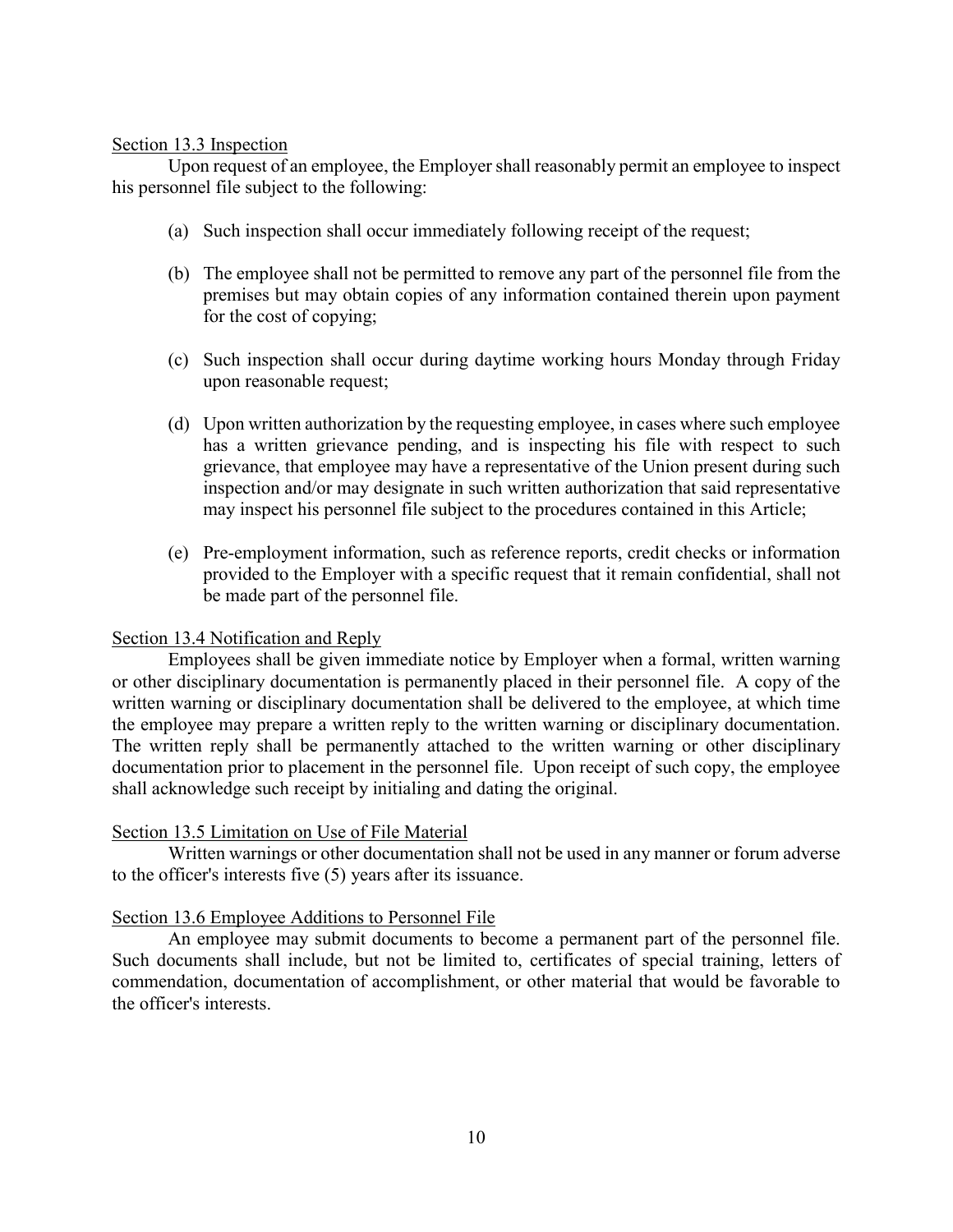Section 13.3 Inspection

Upon request of an employee, the Employer shall reasonably permit an employee to inspect his personnel file subject to the following:

(a) Such inspection shall occur immediately following receipt of the request;

(b) The employee shall not be permitted to remove any part of the personnel file from the premises but may obtain copies of any information contained therein upon payment for the cost of copying;

(c) Such inspection shall occur during daytime working hours Monday through Friday upon reasonable request;

(d) Upon written authorization by the requesting employee, in cases where such employee has a written grievance pending, and is inspecting his file with respect to such grievance, that employee may have a representative of the Union present during such inspection and/or may designate in such written authorization that said representative may inspect his personnel file subject to the procedures contained in this Article;

(e) Pre-employment information, such as reference reports, credit checks or information provided to the Employer with a specific request that it remain confidential, shall not be made part of the personnel file.

Section 13.4 Notification and Reply

Employees shall be given immediate notice by Employer when a formal, written warning or other disciplinary documentation is permanently placed in their personnel file. A copy of the written warning or disciplinary documentation shall be delivered to the employee, at which time the employee may prepare a written reply to the written warning or disciplinary documentation. The written reply shall be permanently attached to the written warning or other disciplinary documentation prior to placement in the personnel file. Upon receipt of such copy, the employee shall acknowledge such receipt by initialing and dating the original.

Section 13.5 Limitation on Use of File Material

Written warnings or other documentation shall not be used in any manner or forum adverse to the officer's interests five (5) years after its issuance.

Section 13.6 Employee Additions to Personnel File

An employee may submit documents to become a permanent part of the personnel file. Such documents shall include, but not be limited to, certificates of special training, letters of commendation, documentation of accomplishment, or other material that would be favorable to the officer's interests.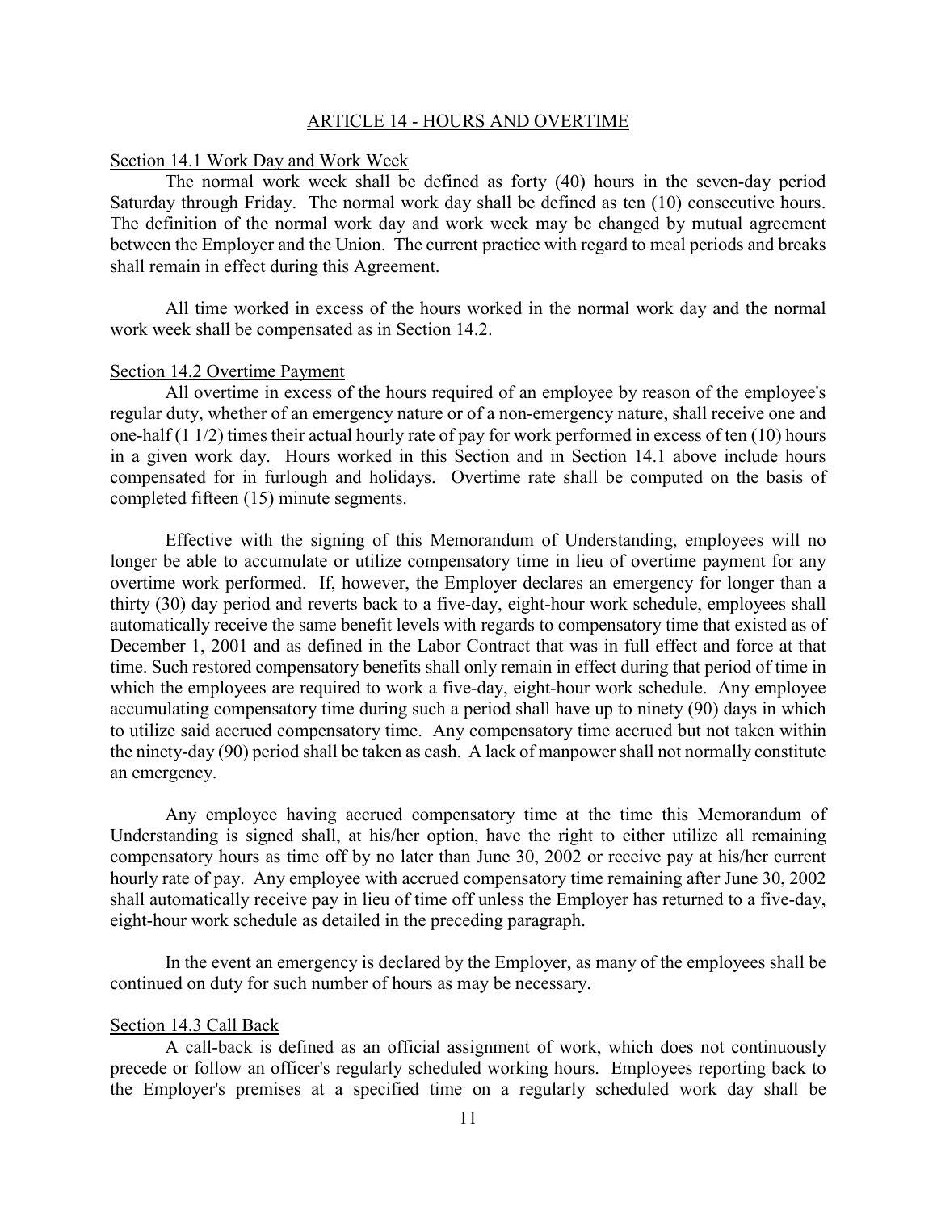## ARTICLE 14 - HOURS AND OVERTIME

### Section 14.1 Work Day and Work Week

The normal work week shall be defined as forty (40) hours in the seven-day period Saturday through Friday. The normal work day shall be defined as ten (10) consecutive hours. The definition of the normal work day and work week may be changed by mutual agreement between the Employer and the Union. The current practice with regard to meal periods and breaks shall remain in effect during this Agreement.

All time worked in excess of the hours worked in the normal work day and the normal work week shall be compensated as in Section 14.2.

### Section 14.2 Overtime Payment

All overtime in excess of the hours required of an employee by reason of the employee's regular duty, whether of an emergency nature or of a non-emergency nature, shall receive one and one-half (1 1/2) times their actual hourly rate of pay for work performed in excess of ten (10) hours in a given work day. Hours worked in this Section and in Section 14.1 above include hours compensated for in furlough and holidays. Overtime rate shall be computed on the basis of completed fifteen (15) minute segments.

Effective with the signing of this Memorandum of Understanding, employees will no longer be able to accumulate or utilize compensatory time in lieu of overtime payment for any overtime work performed. If, however, the Employer declares an emergency for longer than a thirty (30) day period and reverts back to a five-day, eight-hour work schedule, employees shall automatically receive the same benefit levels with regards to compensatory time that existed as of December 1, 2001 and as defined in the Labor Contract that was in full effect and force at that time. Such restored compensatory benefits shall only remain in effect during that period of time in which the employees are required to work a five-day, eight-hour work schedule. Any employee accumulating compensatory time during such a period shall have up to ninety (90) days in which to utilize said accrued compensatory time. Any compensatory time accrued but not taken within the ninety-day (90) period shall be taken as cash. A lack of manpower shall not normally constitute an emergency.

Any employee having accrued compensatory time at the time this Memorandum of Understanding is signed shall, at his/her option, have the right to either utilize all remaining compensatory hours as time off by no later than June 30, 2002 or receive pay at his/her current hourly rate of pay. Any employee with accrued compensatory time remaining after June 30, 2002 shall automatically receive pay in lieu of time off unless the Employer has returned to a five-day, eight-hour work schedule as detailed in the preceding paragraph.

In the event an emergency is declared by the Employer, as many of the employees shall be continued on duty for such number of hours as may be necessary.

### Section 14.3 Call Back

A call-back is defined as an official assignment of work, which does not continuously precede or follow an officer's regularly scheduled working hours. Employees reporting back to the Employer's premises at a specified time on a regularly scheduled work day shall be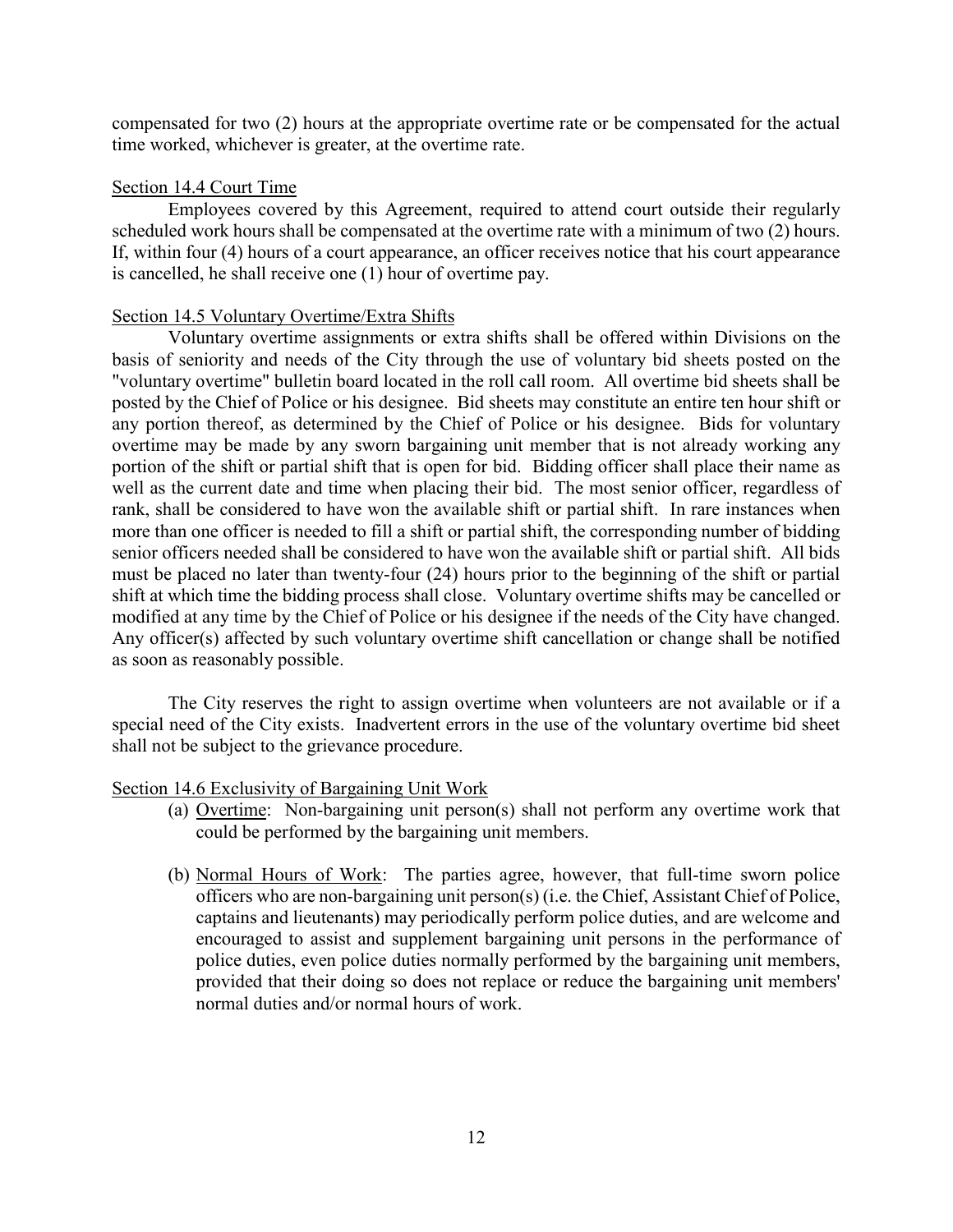compensated for two (2) hours at the appropriate overtime rate or be compensated for the actual time worked, whichever is greater, at the overtime rate.

Section 14.4 Court Time

Employees covered by this Agreement, required to attend court outside their regularly scheduled work hours shall be compensated at the overtime rate with a minimum of two (2) hours. If, within four (4) hours of a court appearance, an officer receives notice that his court appearance is cancelled, he shall receive one (1) hour of overtime pay.

Section 14.5 Voluntary Overtime/Extra Shifts

Voluntary overtime assignments or extra shifts shall be offered within Divisions on the basis of seniority and needs of the City through the use of voluntary bid sheets posted on the "voluntary overtime" bulletin board located in the roll call room. All overtime bid sheets shall be posted by the Chief of Police or his designee. Bid sheets may constitute an entire ten hour shift or any portion thereof, as determined by the Chief of Police or his designee. Bids for voluntary overtime may be made by any sworn bargaining unit member that is not already working any portion of the shift or partial shift that is open for bid. Bidding officer shall place their name as well as the current date and time when placing their bid. The most senior officer, regardless of rank, shall be considered to have won the available shift or partial shift. In rare instances when more than one officer is needed to fill a shift or partial shift, the corresponding number of bidding senior officers needed shall be considered to have won the available shift or partial shift. All bids must be placed no later than twenty-four (24) hours prior to the beginning of the shift or partial shift at which time the bidding process shall close. Voluntary overtime shifts may be cancelled or modified at any time by the Chief of Police or his designee if the needs of the City have changed. Any officer(s) affected by such voluntary overtime shift cancellation or change shall be notified as soon as reasonably possible.

The City reserves the right to assign overtime when volunteers are not available or if a special need of the City exists. Inadvertent errors in the use of the voluntary overtime bid sheet shall not be subject to the grievance procedure.

Section 14.6 Exclusivity of Bargaining Unit Work

(a) Overtime: Non-bargaining unit person(s) shall not perform any overtime work that could be performed by the bargaining unit members.

(b) Normal Hours of Work: The parties agree, however, that full-time sworn police officers who are non-bargaining unit person(s) (i.e. the Chief, Assistant Chief of Police, captains and lieutenants) may periodically perform police duties, and are welcome and encouraged to assist and supplement bargaining unit persons in the performance of police duties, even police duties normally performed by the bargaining unit members, provided that their doing so does not replace or reduce the bargaining unit members' normal duties and/or normal hours of work.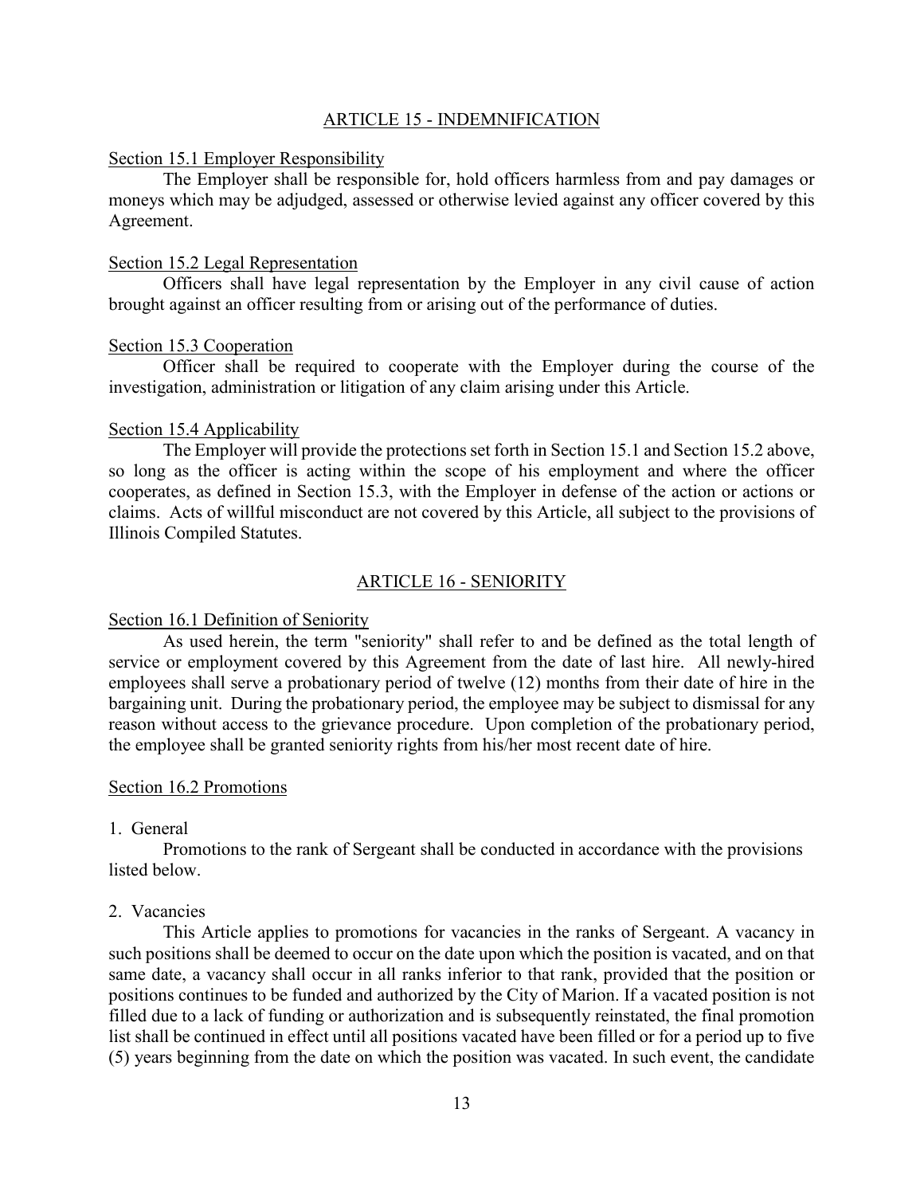## ARTICLE 15 - INDEMNIFICATION

Section 15.1 Employer Responsibility

The Employer shall be responsible for, hold officers harmless from and pay damages or moneys which may be adjudged, assessed or otherwise levied against any officer covered by this Agreement.

Section 15.2 Legal Representation

Officers shall have legal representation by the Employer in any civil cause of action brought against an officer resulting from or arising out of the performance of duties.

Section 15.3 Cooperation

Officer shall be required to cooperate with the Employer during the course of the investigation, administration or litigation of any claim arising under this Article.

Section 15.4 Applicability

The Employer will provide the protections set forth in Section 15.1 and Section 15.2 above, so long as the officer is acting within the scope of his employment and where the officer cooperates, as defined in Section 15.3, with the Employer in defense of the action or actions or claims. Acts of willful misconduct are not covered by this Article, all subject to the provisions of Illinois Compiled Statutes.

## ARTICLE 16 - SENIORITY

Section 16.1 Definition of Seniority

As used herein, the term "seniority" shall refer to and be defined as the total length of service or employment covered by this Agreement from the date of last hire. All newly-hired employees shall serve a probationary period of twelve (12) months from their date of hire in the bargaining unit. During the probationary period, the employee may be subject to dismissal for any reason without access to the grievance procedure. Upon completion of the probationary period, the employee shall be granted seniority rights from his/her most recent date of hire.

Section 16.2 Promotions

1. General

Promotions to the rank of Sergeant shall be conducted in accordance with the provisions listed below.

2. Vacancies

This Article applies to promotions for vacancies in the ranks of Sergeant. A vacancy in such positions shall be deemed to occur on the date upon which the position is vacated, and on that same date, a vacancy shall occur in all ranks inferior to that rank, provided that the position or positions continues to be funded and authorized by the City of Marion. If a vacated position is not filled due to a lack of funding or authorization and is subsequently reinstated, the final promotion list shall be continued in effect until all positions vacated have been filled or for a period up to five (5) years beginning from the date on which the position was vacated. In such event, the candidate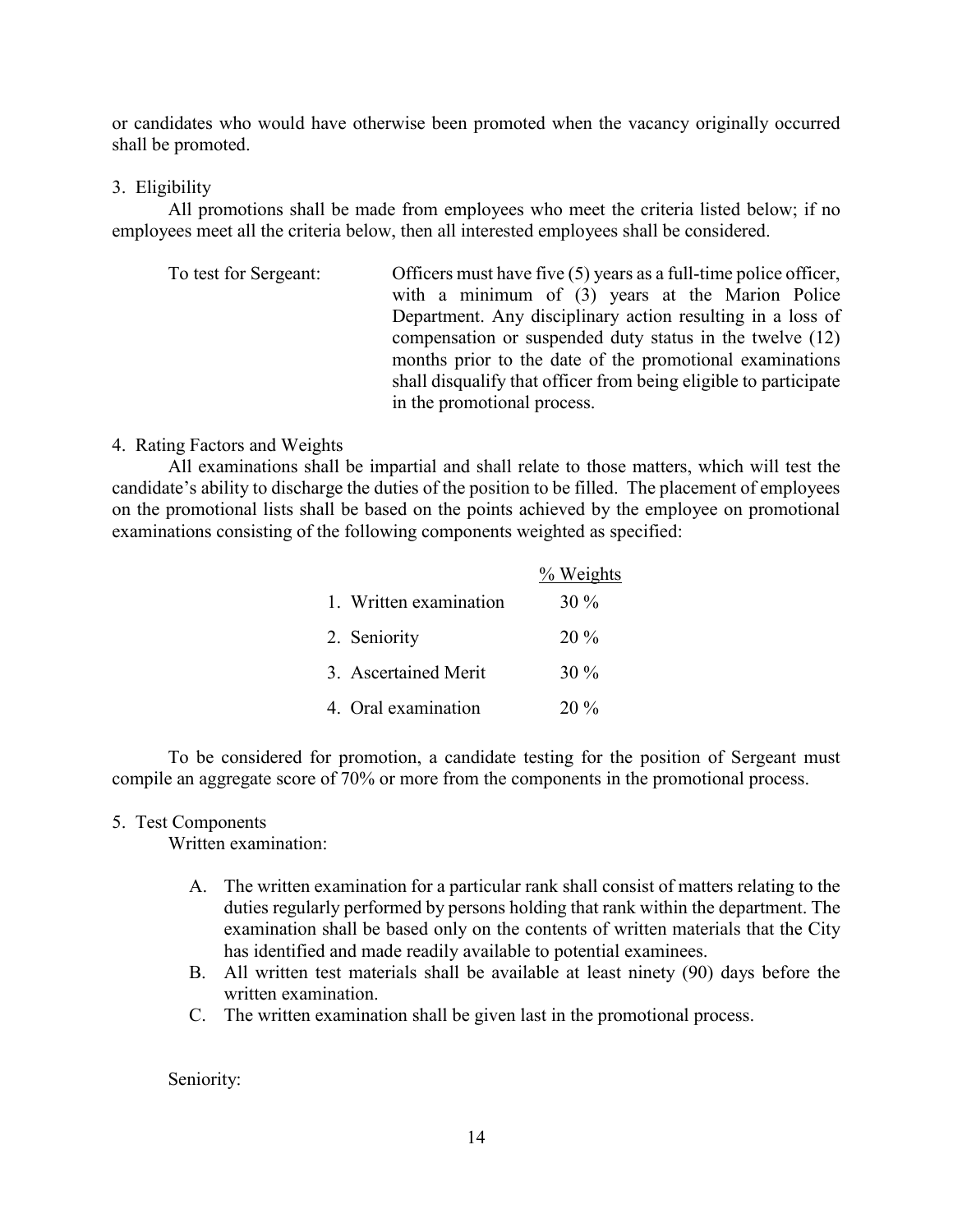or candidates who would have otherwise been promoted when the vacancy originally occurred shall be promoted.

3. Eligibility

All promotions shall be made from employees who meet the criteria listed below; if no employees meet all the criteria below, then all interested employees shall be considered.

To test for Sergeant: Officers must have five (5) years as a full-time police officer, with a minimum of (3) years at the Marion Police Department. Any disciplinary action resulting in a loss of compensation or suspended duty status in the twelve (12) months prior to the date of the promotional examinations shall disqualify that officer from being eligible to participate in the promotional process.

4. Rating Factors and Weights

All examinations shall be impartial and shall relate to those matters, which will test the candidate's ability to discharge the duties of the position to be filled. The placement of employees on the promotional lists shall be based on the points achieved by the employee on promotional examinations consisting of the following components weighted as specified:

| | % Weights |
|---|---|
| 1. Written examination | 30 % |
| 2. Seniority | 20 % |
| 3. Ascertained Merit | 30 % |
| 4. Oral examination | 20 % |

To be considered for promotion, a candidate testing for the position of Sergeant must compile an aggregate score of 70% or more from the components in the promotional process.

5. Test Components

Written examination:

A. The written examination for a particular rank shall consist of matters relating to the duties regularly performed by persons holding that rank within the department. The examination shall be based only on the contents of written materials that the City has identified and made readily available to potential examinees.
B. All written test materials shall be available at least ninety (90) days before the written examination.
C. The written examination shall be given last in the promotional process.

Seniority: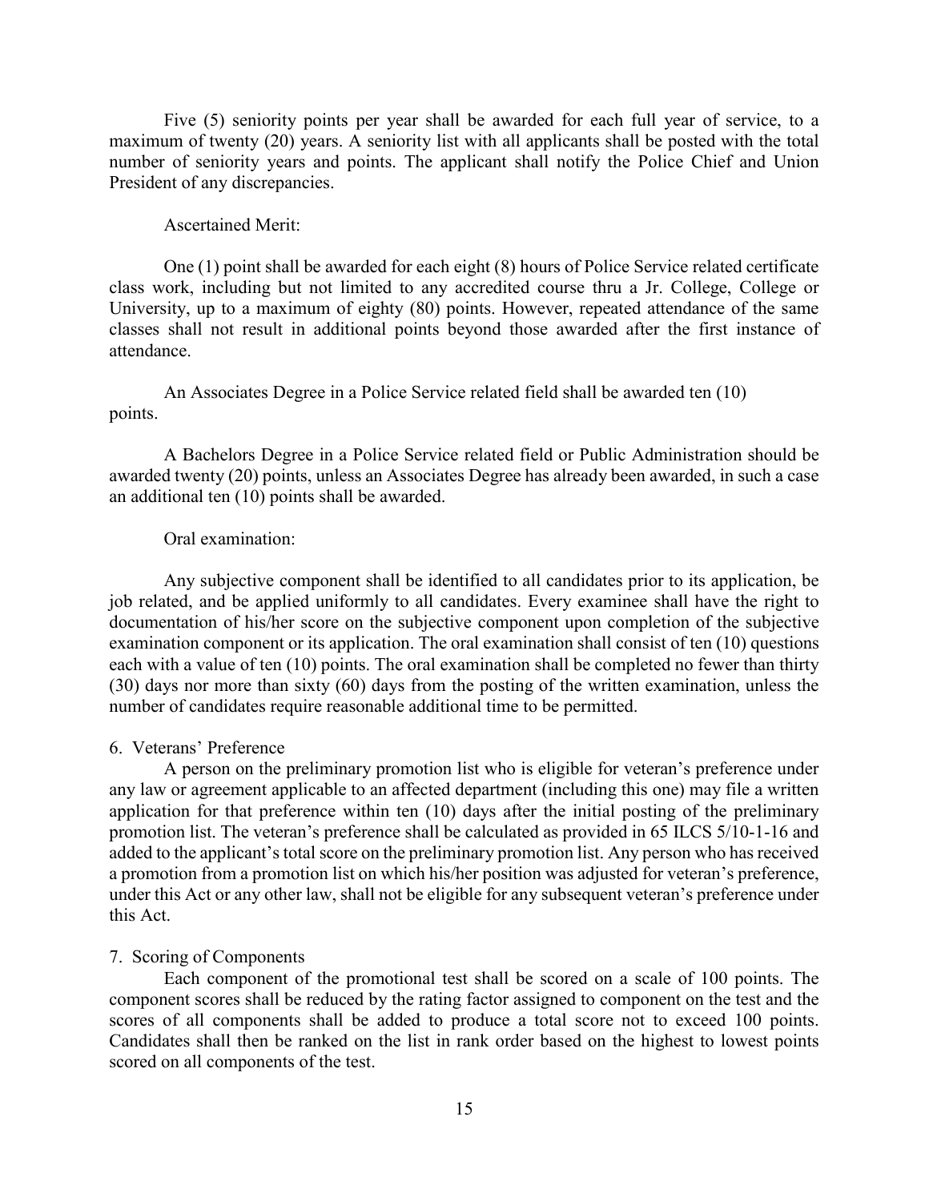Five (5) seniority points per year shall be awarded for each full year of service, to a maximum of twenty (20) years. A seniority list with all applicants shall be posted with the total number of seniority years and points. The applicant shall notify the Police Chief and Union President of any discrepancies.

Ascertained Merit:

One (1) point shall be awarded for each eight (8) hours of Police Service related certificate class work, including but not limited to any accredited course thru a Jr. College, College or University, up to a maximum of eighty (80) points. However, repeated attendance of the same classes shall not result in additional points beyond those awarded after the first instance of attendance.

An Associates Degree in a Police Service related field shall be awarded ten (10) points.

A Bachelors Degree in a Police Service related field or Public Administration should be awarded twenty (20) points, unless an Associates Degree has already been awarded, in such a case an additional ten (10) points shall be awarded.

Oral examination:

Any subjective component shall be identified to all candidates prior to its application, be job related, and be applied uniformly to all candidates. Every examinee shall have the right to documentation of his/her score on the subjective component upon completion of the subjective examination component or its application. The oral examination shall consist of ten (10) questions each with a value of ten (10) points. The oral examination shall be completed no fewer than thirty (30) days nor more than sixty (60) days from the posting of the written examination, unless the number of candidates require reasonable additional time to be permitted.

6. Veterans' Preference

A person on the preliminary promotion list who is eligible for veteran's preference under any law or agreement applicable to an affected department (including this one) may file a written application for that preference within ten (10) days after the initial posting of the preliminary promotion list. The veteran's preference shall be calculated as provided in 65 ILCS 5/10-1-16 and added to the applicant's total score on the preliminary promotion list. Any person who has received a promotion from a promotion list on which his/her position was adjusted for veteran's preference, under this Act or any other law, shall not be eligible for any subsequent veteran's preference under this Act.

7. Scoring of Components

Each component of the promotional test shall be scored on a scale of 100 points. The component scores shall be reduced by the rating factor assigned to component on the test and the scores of all components shall be added to produce a total score not to exceed 100 points. Candidates shall then be ranked on the list in rank order based on the highest to lowest points scored on all components of the test.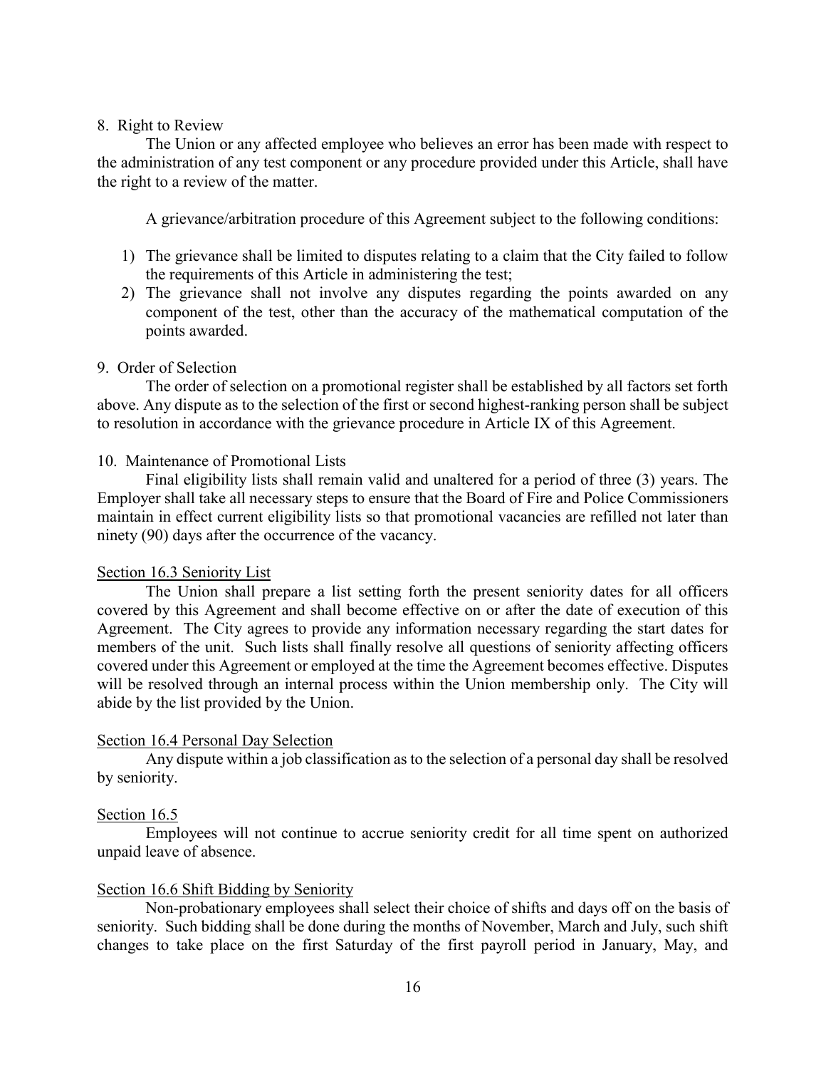8. Right to Review

The Union or any affected employee who believes an error has been made with respect to the administration of any test component or any procedure provided under this Article, shall have the right to a review of the matter.

A grievance/arbitration procedure of this Agreement subject to the following conditions:

1) The grievance shall be limited to disputes relating to a claim that the City failed to follow the requirements of this Article in administering the test;
2) The grievance shall not involve any disputes regarding the points awarded on any component of the test, other than the accuracy of the mathematical computation of the points awarded.

9. Order of Selection

The order of selection on a promotional register shall be established by all factors set forth above. Any dispute as to the selection of the first or second highest-ranking person shall be subject to resolution in accordance with the grievance procedure in Article IX of this Agreement.

10. Maintenance of Promotional Lists

Final eligibility lists shall remain valid and unaltered for a period of three (3) years. The Employer shall take all necessary steps to ensure that the Board of Fire and Police Commissioners maintain in effect current eligibility lists so that promotional vacancies are refilled not later than ninety (90) days after the occurrence of the vacancy.

Section 16.3 Seniority List

The Union shall prepare a list setting forth the present seniority dates for all officers covered by this Agreement and shall become effective on or after the date of execution of this Agreement. The City agrees to provide any information necessary regarding the start dates for members of the unit. Such lists shall finally resolve all questions of seniority affecting officers covered under this Agreement or employed at the time the Agreement becomes effective. Disputes will be resolved through an internal process within the Union membership only. The City will abide by the list provided by the Union.

Section 16.4 Personal Day Selection

Any dispute within a job classification as to the selection of a personal day shall be resolved by seniority.

Section 16.5

Employees will not continue to accrue seniority credit for all time spent on authorized unpaid leave of absence.

Section 16.6 Shift Bidding by Seniority

Non-probationary employees shall select their choice of shifts and days off on the basis of seniority. Such bidding shall be done during the months of November, March and July, such shift changes to take place on the first Saturday of the first payroll period in January, May, and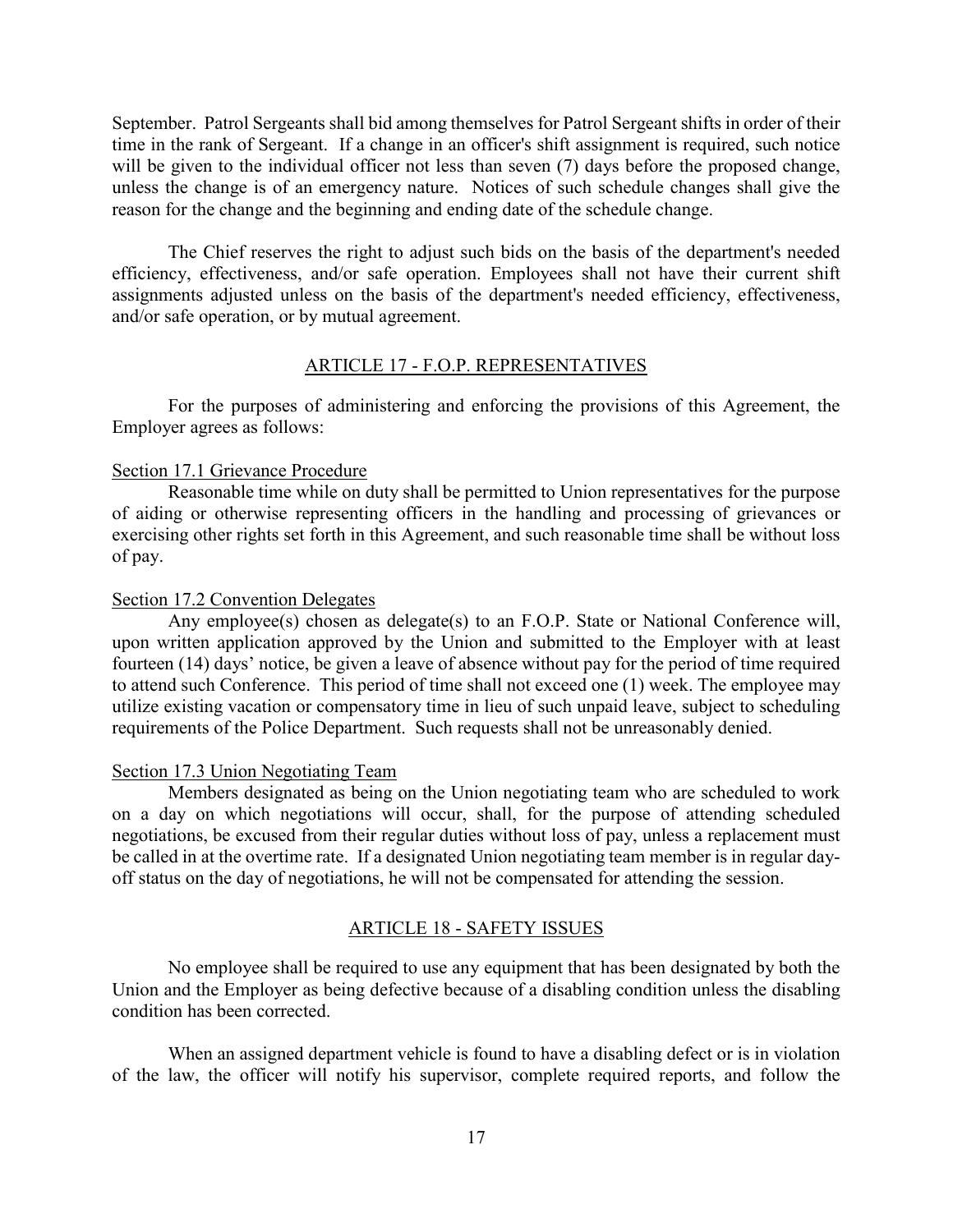September. Patrol Sergeants shall bid among themselves for Patrol Sergeant shifts in order of their time in the rank of Sergeant. If a change in an officer's shift assignment is required, such notice will be given to the individual officer not less than seven (7) days before the proposed change, unless the change is of an emergency nature. Notices of such schedule changes shall give the reason for the change and the beginning and ending date of the schedule change.

The Chief reserves the right to adjust such bids on the basis of the department's needed efficiency, effectiveness, and/or safe operation. Employees shall not have their current shift assignments adjusted unless on the basis of the department's needed efficiency, effectiveness, and/or safe operation, or by mutual agreement.

## ARTICLE 17 - F.O.P. REPRESENTATIVES

For the purposes of administering and enforcing the provisions of this Agreement, the Employer agrees as follows:

### Section 17.1 Grievance Procedure

Reasonable time while on duty shall be permitted to Union representatives for the purpose of aiding or otherwise representing officers in the handling and processing of grievances or exercising other rights set forth in this Agreement, and such reasonable time shall be without loss of pay.

### Section 17.2 Convention Delegates

Any employee(s) chosen as delegate(s) to an F.O.P. State or National Conference will, upon written application approved by the Union and submitted to the Employer with at least fourteen (14) days' notice, be given a leave of absence without pay for the period of time required to attend such Conference. This period of time shall not exceed one (1) week. The employee may utilize existing vacation or compensatory time in lieu of such unpaid leave, subject to scheduling requirements of the Police Department. Such requests shall not be unreasonably denied.

### Section 17.3 Union Negotiating Team

Members designated as being on the Union negotiating team who are scheduled to work on a day on which negotiations will occur, shall, for the purpose of attending scheduled negotiations, be excused from their regular duties without loss of pay, unless a replacement must be called in at the overtime rate. If a designated Union negotiating team member is in regular day-off status on the day of negotiations, he will not be compensated for attending the session.

## ARTICLE 18 - SAFETY ISSUES

No employee shall be required to use any equipment that has been designated by both the Union and the Employer as being defective because of a disabling condition unless the disabling condition has been corrected.

When an assigned department vehicle is found to have a disabling defect or is in violation of the law, the officer will notify his supervisor, complete required reports, and follow the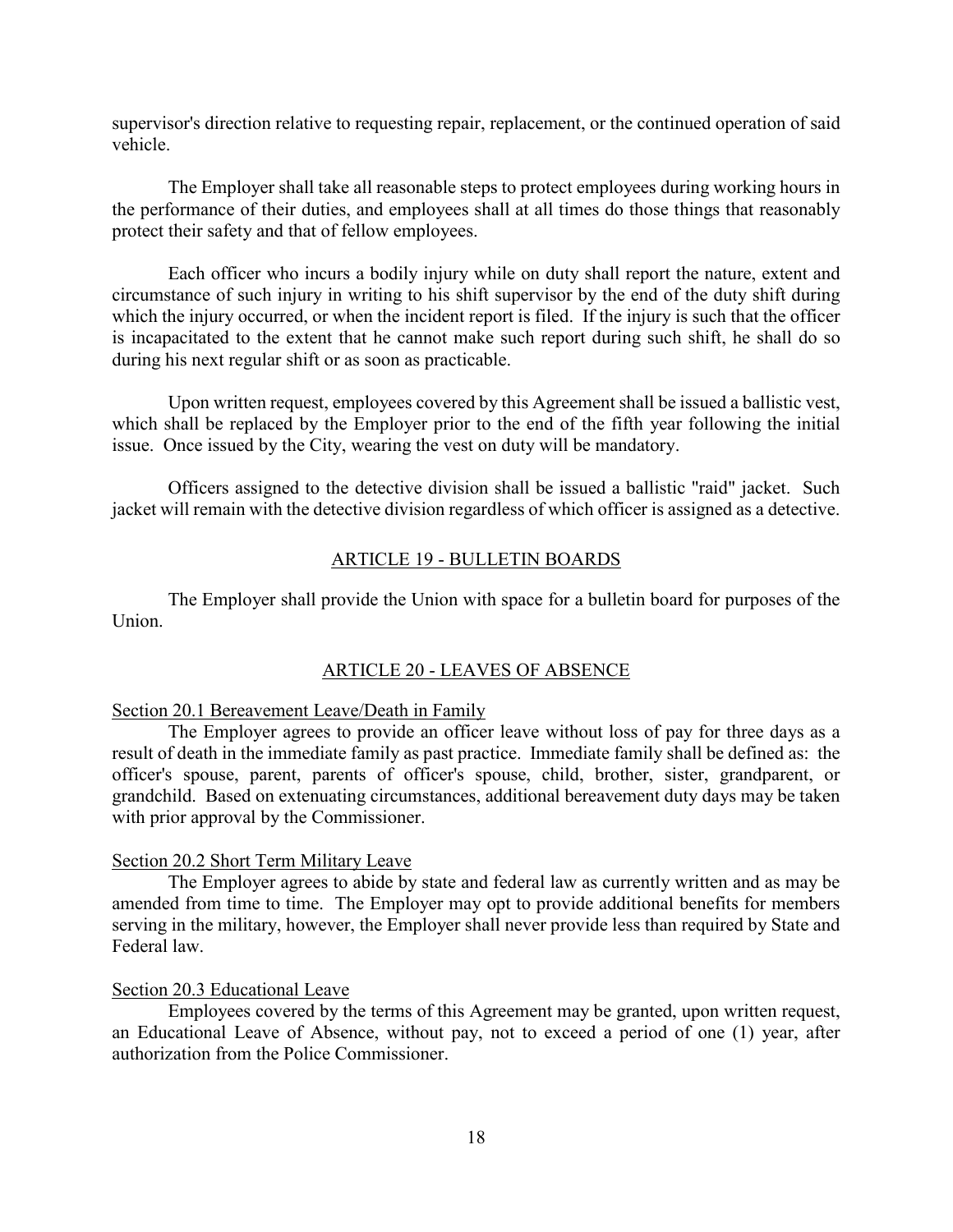supervisor's direction relative to requesting repair, replacement, or the continued operation of said vehicle.

The Employer shall take all reasonable steps to protect employees during working hours in the performance of their duties, and employees shall at all times do those things that reasonably protect their safety and that of fellow employees.

Each officer who incurs a bodily injury while on duty shall report the nature, extent and circumstance of such injury in writing to his shift supervisor by the end of the duty shift during which the injury occurred, or when the incident report is filed. If the injury is such that the officer is incapacitated to the extent that he cannot make such report during such shift, he shall do so during his next regular shift or as soon as practicable.

Upon written request, employees covered by this Agreement shall be issued a ballistic vest, which shall be replaced by the Employer prior to the end of the fifth year following the initial issue. Once issued by the City, wearing the vest on duty will be mandatory.

Officers assigned to the detective division shall be issued a ballistic "raid" jacket. Such jacket will remain with the detective division regardless of which officer is assigned as a detective.

## ARTICLE 19 - BULLETIN BOARDS

The Employer shall provide the Union with space for a bulletin board for purposes of the Union.

## ARTICLE 20 - LEAVES OF ABSENCE

### Section 20.1 Bereavement Leave/Death in Family

The Employer agrees to provide an officer leave without loss of pay for three days as a result of death in the immediate family as past practice. Immediate family shall be defined as: the officer's spouse, parent, parents of officer's spouse, child, brother, sister, grandparent, or grandchild. Based on extenuating circumstances, additional bereavement duty days may be taken with prior approval by the Commissioner.

### Section 20.2 Short Term Military Leave

The Employer agrees to abide by state and federal law as currently written and as may be amended from time to time. The Employer may opt to provide additional benefits for members serving in the military, however, the Employer shall never provide less than required by State and Federal law.

### Section 20.3 Educational Leave

Employees covered by the terms of this Agreement may be granted, upon written request, an Educational Leave of Absence, without pay, not to exceed a period of one (1) year, after authorization from the Police Commissioner.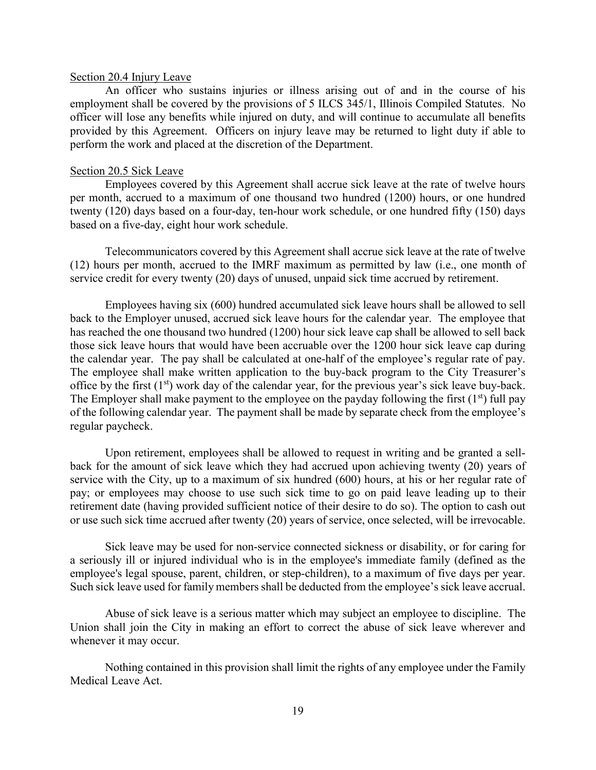Section 20.4 Injury Leave

An officer who sustains injuries or illness arising out of and in the course of his employment shall be covered by the provisions of 5 ILCS 345/1, Illinois Compiled Statutes. No officer will lose any benefits while injured on duty, and will continue to accumulate all benefits provided by this Agreement. Officers on injury leave may be returned to light duty if able to perform the work and placed at the discretion of the Department.

Section 20.5 Sick Leave

Employees covered by this Agreement shall accrue sick leave at the rate of twelve hours per month, accrued to a maximum of one thousand two hundred (1200) hours, or one hundred twenty (120) days based on a four-day, ten-hour work schedule, or one hundred fifty (150) days based on a five-day, eight hour work schedule.

Telecommunicators covered by this Agreement shall accrue sick leave at the rate of twelve (12) hours per month, accrued to the IMRF maximum as permitted by law (i.e., one month of service credit for every twenty (20) days of unused, unpaid sick time accrued by retirement.

Employees having six (600) hundred accumulated sick leave hours shall be allowed to sell back to the Employer unused, accrued sick leave hours for the calendar year. The employee that has reached the one thousand two hundred (1200) hour sick leave cap shall be allowed to sell back those sick leave hours that would have been accruable over the 1200 hour sick leave cap during the calendar year. The pay shall be calculated at one-half of the employee's regular rate of pay. The employee shall make written application to the buy-back program to the City Treasurer's office by the first (1st) work day of the calendar year, for the previous year's sick leave buy-back. The Employer shall make payment to the employee on the payday following the first (1st) full pay of the following calendar year. The payment shall be made by separate check from the employee's regular paycheck.

Upon retirement, employees shall be allowed to request in writing and be granted a sell-back for the amount of sick leave which they had accrued upon achieving twenty (20) years of service with the City, up to a maximum of six hundred (600) hours, at his or her regular rate of pay; or employees may choose to use such sick time to go on paid leave leading up to their retirement date (having provided sufficient notice of their desire to do so). The option to cash out or use such sick time accrued after twenty (20) years of service, once selected, will be irrevocable.

Sick leave may be used for non-service connected sickness or disability, or for caring for a seriously ill or injured individual who is in the employee's immediate family (defined as the employee's legal spouse, parent, children, or step-children), to a maximum of five days per year. Such sick leave used for family members shall be deducted from the employee's sick leave accrual.

Abuse of sick leave is a serious matter which may subject an employee to discipline. The Union shall join the City in making an effort to correct the abuse of sick leave wherever and whenever it may occur.

Nothing contained in this provision shall limit the rights of any employee under the Family Medical Leave Act.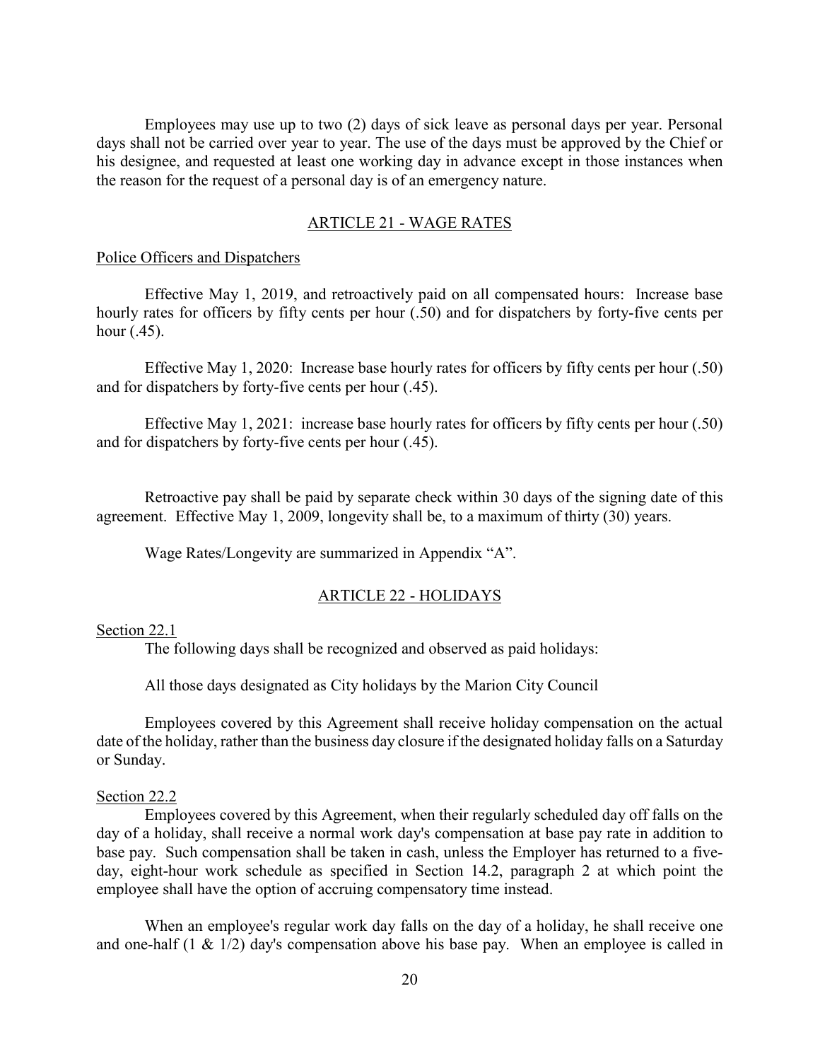Employees may use up to two (2) days of sick leave as personal days per year. Personal days shall not be carried over year to year. The use of the days must be approved by the Chief or his designee, and requested at least one working day in advance except in those instances when the reason for the request of a personal day is of an emergency nature.

## ARTICLE 21 - WAGE RATES

Police Officers and Dispatchers

Effective May 1, 2019, and retroactively paid on all compensated hours: Increase base hourly rates for officers by fifty cents per hour (.50) and for dispatchers by forty-five cents per hour (.45).

Effective May 1, 2020: Increase base hourly rates for officers by fifty cents per hour (.50) and for dispatchers by forty-five cents per hour (.45).

Effective May 1, 2021: increase base hourly rates for officers by fifty cents per hour (.50) and for dispatchers by forty-five cents per hour (.45).

Retroactive pay shall be paid by separate check within 30 days of the signing date of this agreement. Effective May 1, 2009, longevity shall be, to a maximum of thirty (30) years.

Wage Rates/Longevity are summarized in Appendix "A".

## ARTICLE 22 - HOLIDAYS

Section 22.1

The following days shall be recognized and observed as paid holidays:

All those days designated as City holidays by the Marion City Council

Employees covered by this Agreement shall receive holiday compensation on the actual date of the holiday, rather than the business day closure if the designated holiday falls on a Saturday or Sunday.

Section 22.2

Employees covered by this Agreement, when their regularly scheduled day off falls on the day of a holiday, shall receive a normal work day's compensation at base pay rate in addition to base pay. Such compensation shall be taken in cash, unless the Employer has returned to a five-day, eight-hour work schedule as specified in Section 14.2, paragraph 2 at which point the employee shall have the option of accruing compensatory time instead.

When an employee's regular work day falls on the day of a holiday, he shall receive one and one-half (1 & 1/2) day's compensation above his base pay. When an employee is called in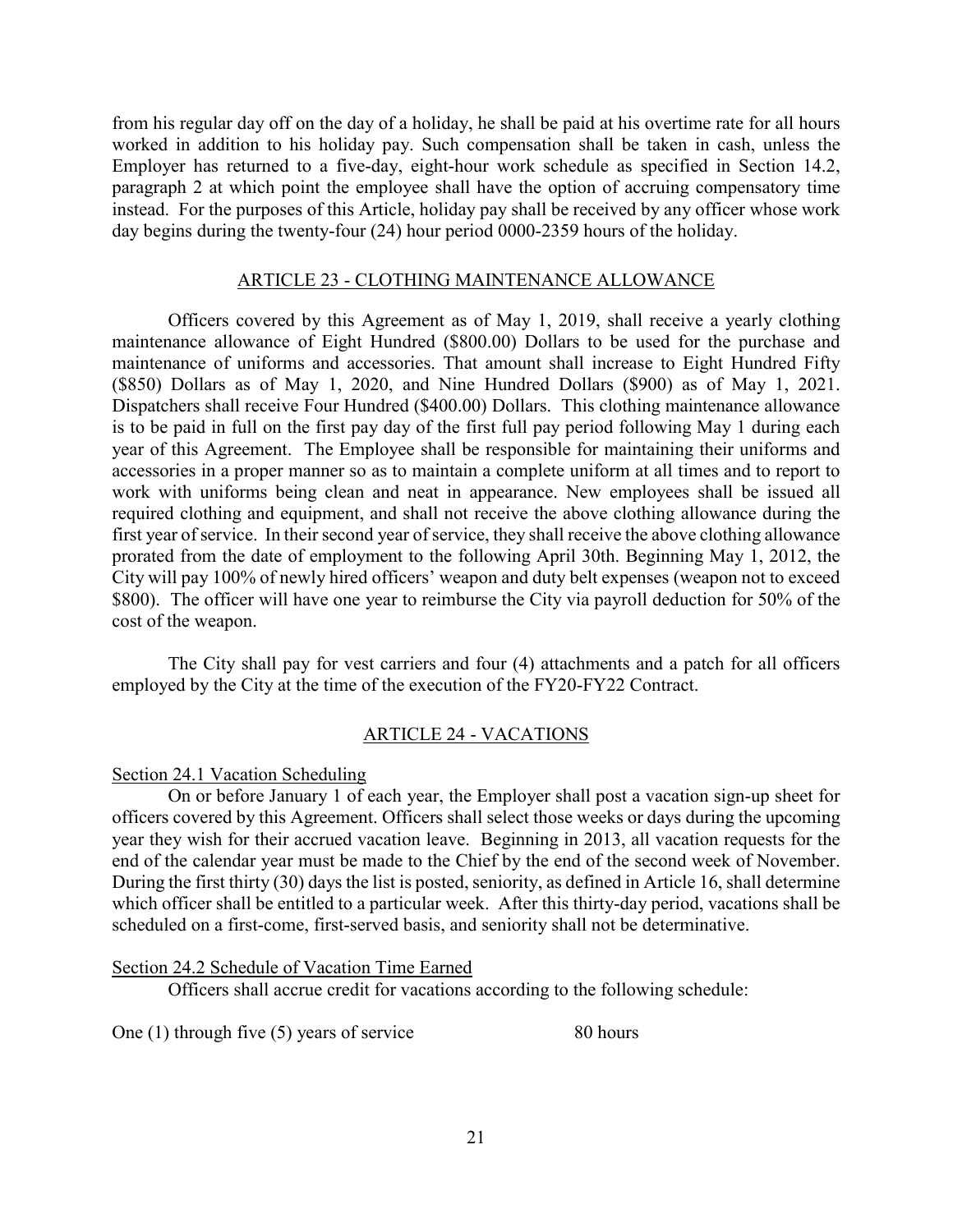from his regular day off on the day of a holiday, he shall be paid at his overtime rate for all hours worked in addition to his holiday pay. Such compensation shall be taken in cash, unless the Employer has returned to a five-day, eight-hour work schedule as specified in Section 14.2, paragraph 2 at which point the employee shall have the option of accruing compensatory time instead. For the purposes of this Article, holiday pay shall be received by any officer whose work day begins during the twenty-four (24) hour period 0000-2359 hours of the holiday.

## ARTICLE 23 - CLOTHING MAINTENANCE ALLOWANCE

Officers covered by this Agreement as of May 1, 2019, shall receive a yearly clothing maintenance allowance of Eight Hundred ($800.00) Dollars to be used for the purchase and maintenance of uniforms and accessories. That amount shall increase to Eight Hundred Fifty ($850) Dollars as of May 1, 2020, and Nine Hundred Dollars ($900) as of May 1, 2021. Dispatchers shall receive Four Hundred ($400.00) Dollars. This clothing maintenance allowance is to be paid in full on the first pay day of the first full pay period following May 1 during each year of this Agreement. The Employee shall be responsible for maintaining their uniforms and accessories in a proper manner so as to maintain a complete uniform at all times and to report to work with uniforms being clean and neat in appearance. New employees shall be issued all required clothing and equipment, and shall not receive the above clothing allowance during the first year of service. In their second year of service, they shall receive the above clothing allowance prorated from the date of employment to the following April 30th. Beginning May 1, 2012, the City will pay 100% of newly hired officers' weapon and duty belt expenses (weapon not to exceed $800). The officer will have one year to reimburse the City via payroll deduction for 50% of the cost of the weapon.

The City shall pay for vest carriers and four (4) attachments and a patch for all officers employed by the City at the time of the execution of the FY20-FY22 Contract.

## ARTICLE 24 - VACATIONS

### Section 24.1 Vacation Scheduling

On or before January 1 of each year, the Employer shall post a vacation sign-up sheet for officers covered by this Agreement. Officers shall select those weeks or days during the upcoming year they wish for their accrued vacation leave. Beginning in 2013, all vacation requests for the end of the calendar year must be made to the Chief by the end of the second week of November. During the first thirty (30) days the list is posted, seniority, as defined in Article 16, shall determine which officer shall be entitled to a particular week. After this thirty-day period, vacations shall be scheduled on a first-come, first-served basis, and seniority shall not be determinative.

### Section 24.2 Schedule of Vacation Time Earned

Officers shall accrue credit for vacations according to the following schedule:

One (1) through five (5) years of service 80 hours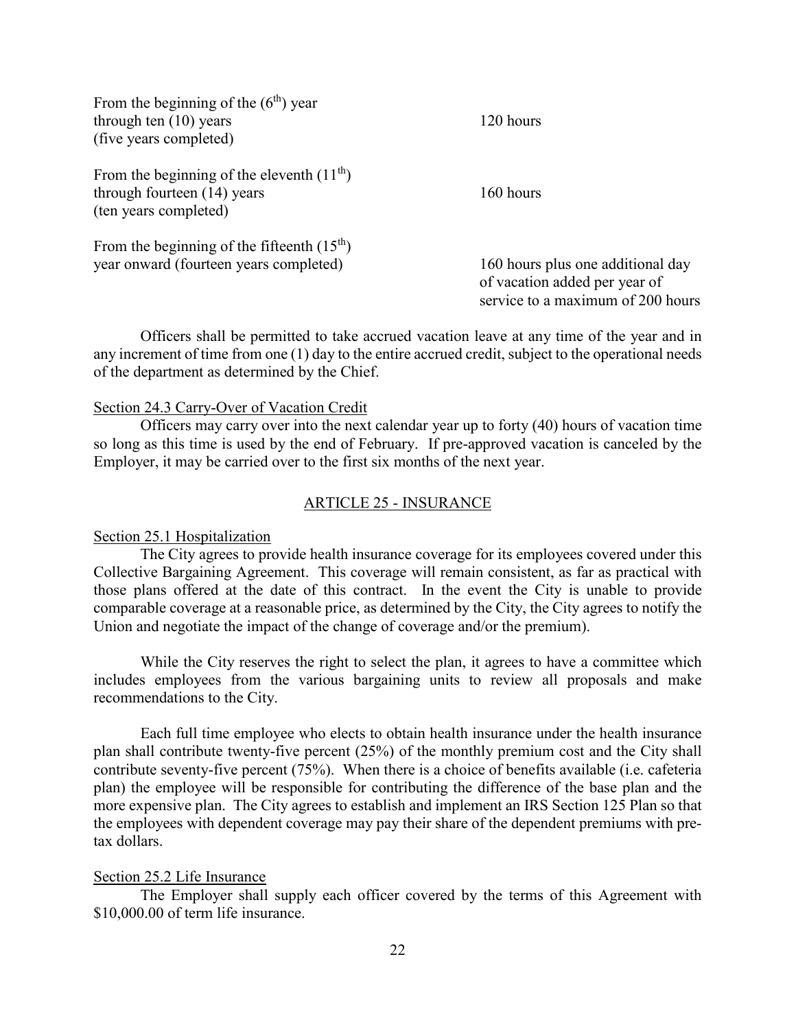| | |
|---|---|
| From the beginning of the ($6^{th}$) year through ten (10) years (five years completed) | 120 hours |
| From the beginning of the eleventh ($11^{th}$) through fourteen (14) years (ten years completed) | 160 hours |
| From the beginning of the fifteenth ($15^{th}$) year onward (fourteen years completed) | 160 hours plus one additional day of vacation added per year of service to a maximum of 200 hours |

Officers shall be permitted to take accrued vacation leave at any time of the year and in any increment of time from one (1) day to the entire accrued credit, subject to the operational needs of the department as determined by the Chief.

Section 24.3 Carry-Over of Vacation Credit

Officers may carry over into the next calendar year up to forty (40) hours of vacation time so long as this time is used by the end of February. If pre-approved vacation is canceled by the Employer, it may be carried over to the first six months of the next year.

## ARTICLE 25 - INSURANCE

Section 25.1 Hospitalization

The City agrees to provide health insurance coverage for its employees covered under this Collective Bargaining Agreement. This coverage will remain consistent, as far as practical with those plans offered at the date of this contract. In the event the City is unable to provide comparable coverage at a reasonable price, as determined by the City, the City agrees to notify the Union and negotiate the impact of the change of coverage and/or the premium).

While the City reserves the right to select the plan, it agrees to have a committee which includes employees from the various bargaining units to review all proposals and make recommendations to the City.

Each full time employee who elects to obtain health insurance under the health insurance plan shall contribute twenty-five percent (25%) of the monthly premium cost and the City shall contribute seventy-five percent (75%). When there is a choice of benefits available (i.e. cafeteria plan) the employee will be responsible for contributing the difference of the base plan and the more expensive plan. The City agrees to establish and implement an IRS Section 125 Plan so that the employees with dependent coverage may pay their share of the dependent premiums with pre-tax dollars.

Section 25.2 Life Insurance

The Employer shall supply each officer covered by the terms of this Agreement with $10,000.00 of term life insurance.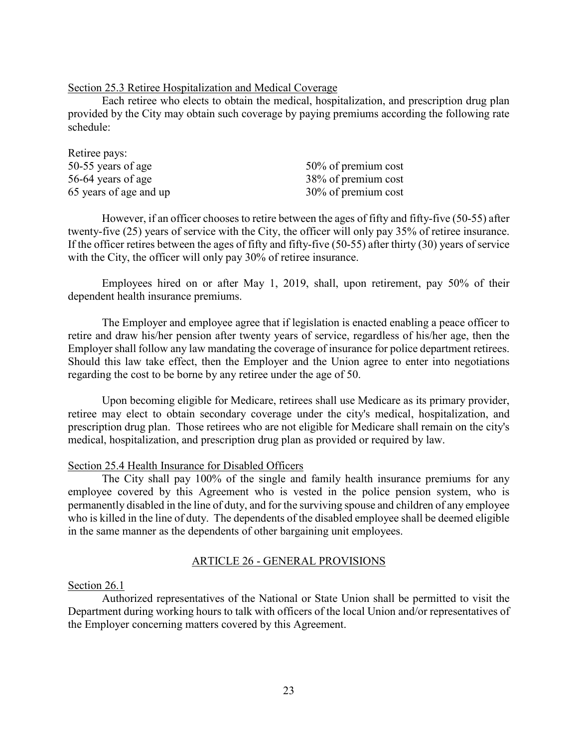### Section 25.3 Retiree Hospitalization and Medical Coverage

Each retiree who elects to obtain the medical, hospitalization, and prescription drug plan provided by the City may obtain such coverage by paying premiums according the following rate schedule:

| Retiree pays: | |
|---|---|
| 50-55 years of age | 50% of premium cost |
| 56-64 years of age | 38% of premium cost |
| 65 years of age and up | 30% of premium cost |

However, if an officer chooses to retire between the ages of fifty and fifty-five (50-55) after twenty-five (25) years of service with the City, the officer will only pay 35% of retiree insurance. If the officer retires between the ages of fifty and fifty-five (50-55) after thirty (30) years of service with the City, the officer will only pay 30% of retiree insurance.

Employees hired on or after May 1, 2019, shall, upon retirement, pay 50% of their dependent health insurance premiums.

The Employer and employee agree that if legislation is enacted enabling a peace officer to retire and draw his/her pension after twenty years of service, regardless of his/her age, then the Employer shall follow any law mandating the coverage of insurance for police department retirees. Should this law take effect, then the Employer and the Union agree to enter into negotiations regarding the cost to be borne by any retiree under the age of 50.

Upon becoming eligible for Medicare, retirees shall use Medicare as its primary provider, retiree may elect to obtain secondary coverage under the city's medical, hospitalization, and prescription drug plan. Those retirees who are not eligible for Medicare shall remain on the city's medical, hospitalization, and prescription drug plan as provided or required by law.

### Section 25.4 Health Insurance for Disabled Officers

The City shall pay 100% of the single and family health insurance premiums for any employee covered by this Agreement who is vested in the police pension system, who is permanently disabled in the line of duty, and for the surviving spouse and children of any employee who is killed in the line of duty. The dependents of the disabled employee shall be deemed eligible in the same manner as the dependents of other bargaining unit employees.

## ARTICLE 26 - GENERAL PROVISIONS

### Section 26.1

Authorized representatives of the National or State Union shall be permitted to visit the Department during working hours to talk with officers of the local Union and/or representatives of the Employer concerning matters covered by this Agreement.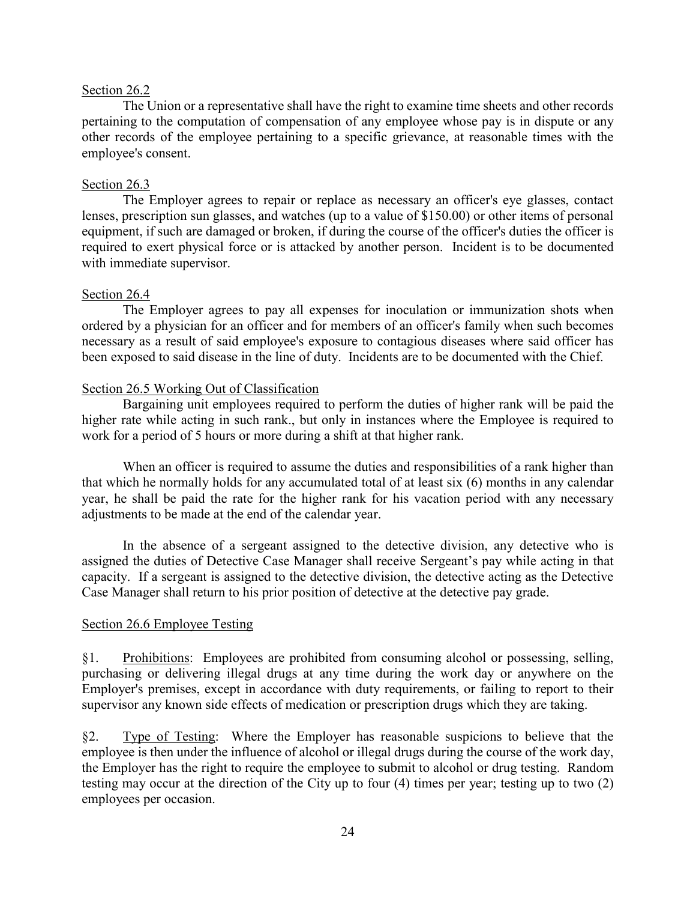Section 26.2

The Union or a representative shall have the right to examine time sheets and other records pertaining to the computation of compensation of any employee whose pay is in dispute or any other records of the employee pertaining to a specific grievance, at reasonable times with the employee's consent.

Section 26.3

The Employer agrees to repair or replace as necessary an officer's eye glasses, contact lenses, prescription sun glasses, and watches (up to a value of $150.00) or other items of personal equipment, if such are damaged or broken, if during the course of the officer's duties the officer is required to exert physical force or is attacked by another person. Incident is to be documented with immediate supervisor.

Section 26.4

The Employer agrees to pay all expenses for inoculation or immunization shots when ordered by a physician for an officer and for members of an officer's family when such becomes necessary as a result of said employee's exposure to contagious diseases where said officer has been exposed to said disease in the line of duty. Incidents are to be documented with the Chief.

Section 26.5 Working Out of Classification

Bargaining unit employees required to perform the duties of higher rank will be paid the higher rate while acting in such rank., but only in instances where the Employee is required to work for a period of 5 hours or more during a shift at that higher rank.

When an officer is required to assume the duties and responsibilities of a rank higher than that which he normally holds for any accumulated total of at least six (6) months in any calendar year, he shall be paid the rate for the higher rank for his vacation period with any necessary adjustments to be made at the end of the calendar year.

In the absence of a sergeant assigned to the detective division, any detective who is assigned the duties of Detective Case Manager shall receive Sergeant's pay while acting in that capacity. If a sergeant is assigned to the detective division, the detective acting as the Detective Case Manager shall return to his prior position of detective at the detective pay grade.

Section 26.6 Employee Testing

§1. Prohibitions: Employees are prohibited from consuming alcohol or possessing, selling, purchasing or delivering illegal drugs at any time during the work day or anywhere on the Employer's premises, except in accordance with duty requirements, or failing to report to their supervisor any known side effects of medication or prescription drugs which they are taking.

§2. Type of Testing: Where the Employer has reasonable suspicions to believe that the employee is then under the influence of alcohol or illegal drugs during the course of the work day, the Employer has the right to require the employee to submit to alcohol or drug testing. Random testing may occur at the direction of the City up to four (4) times per year; testing up to two (2) employees per occasion.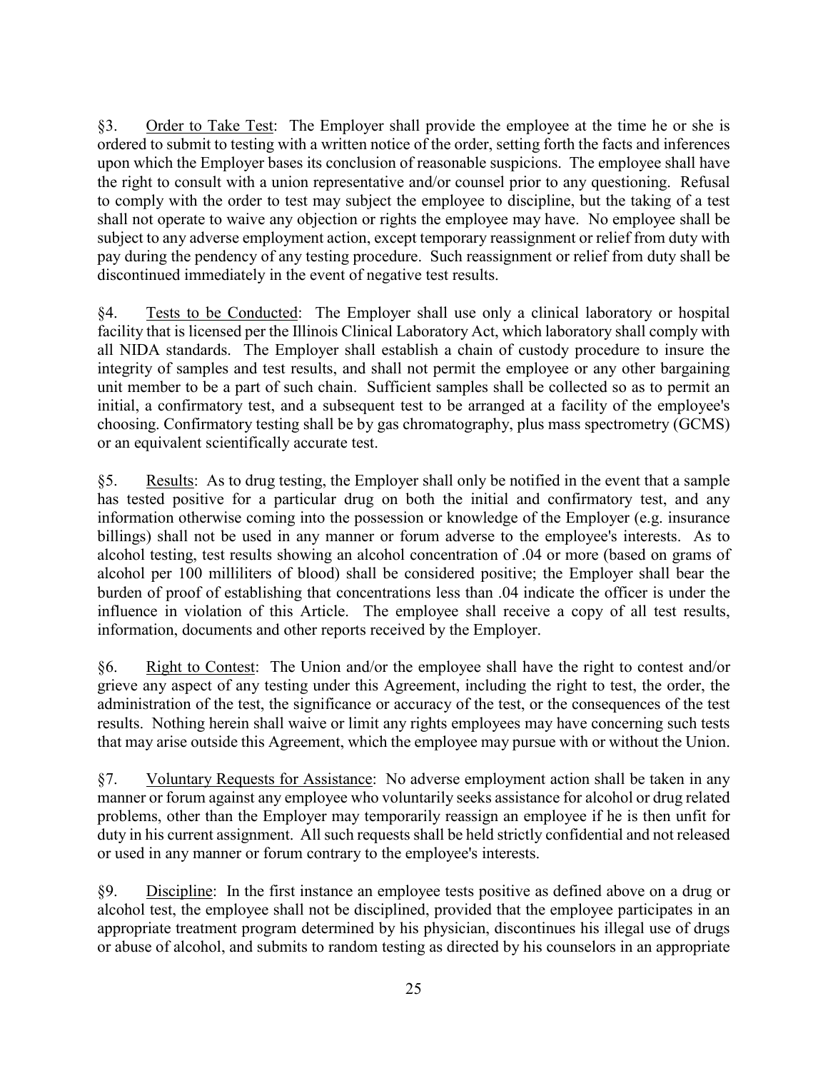§3. Order to Take Test: The Employer shall provide the employee at the time he or she is ordered to submit to testing with a written notice of the order, setting forth the facts and inferences upon which the Employer bases its conclusion of reasonable suspicions. The employee shall have the right to consult with a union representative and/or counsel prior to any questioning. Refusal to comply with the order to test may subject the employee to discipline, but the taking of a test shall not operate to waive any objection or rights the employee may have. No employee shall be subject to any adverse employment action, except temporary reassignment or relief from duty with pay during the pendency of any testing procedure. Such reassignment or relief from duty shall be discontinued immediately in the event of negative test results.

§4. Tests to be Conducted: The Employer shall use only a clinical laboratory or hospital facility that is licensed per the Illinois Clinical Laboratory Act, which laboratory shall comply with all NIDA standards. The Employer shall establish a chain of custody procedure to insure the integrity of samples and test results, and shall not permit the employee or any other bargaining unit member to be a part of such chain. Sufficient samples shall be collected so as to permit an initial, a confirmatory test, and a subsequent test to be arranged at a facility of the employee's choosing. Confirmatory testing shall be by gas chromatography, plus mass spectrometry (GCMS) or an equivalent scientifically accurate test.

§5. Results: As to drug testing, the Employer shall only be notified in the event that a sample has tested positive for a particular drug on both the initial and confirmatory test, and any information otherwise coming into the possession or knowledge of the Employer (e.g. insurance billings) shall not be used in any manner or forum adverse to the employee's interests. As to alcohol testing, test results showing an alcohol concentration of .04 or more (based on grams of alcohol per 100 milliliters of blood) shall be considered positive; the Employer shall bear the burden of proof of establishing that concentrations less than .04 indicate the officer is under the influence in violation of this Article. The employee shall receive a copy of all test results, information, documents and other reports received by the Employer.

§6. Right to Contest: The Union and/or the employee shall have the right to contest and/or grieve any aspect of any testing under this Agreement, including the right to test, the order, the administration of the test, the significance or accuracy of the test, or the consequences of the test results. Nothing herein shall waive or limit any rights employees may have concerning such tests that may arise outside this Agreement, which the employee may pursue with or without the Union.

§7. Voluntary Requests for Assistance: No adverse employment action shall be taken in any manner or forum against any employee who voluntarily seeks assistance for alcohol or drug related problems, other than the Employer may temporarily reassign an employee if he is then unfit for duty in his current assignment. All such requests shall be held strictly confidential and not released or used in any manner or forum contrary to the employee's interests.

§9. Discipline: In the first instance an employee tests positive as defined above on a drug or alcohol test, the employee shall not be disciplined, provided that the employee participates in an appropriate treatment program determined by his physician, discontinues his illegal use of drugs or abuse of alcohol, and submits to random testing as directed by his counselors in an appropriate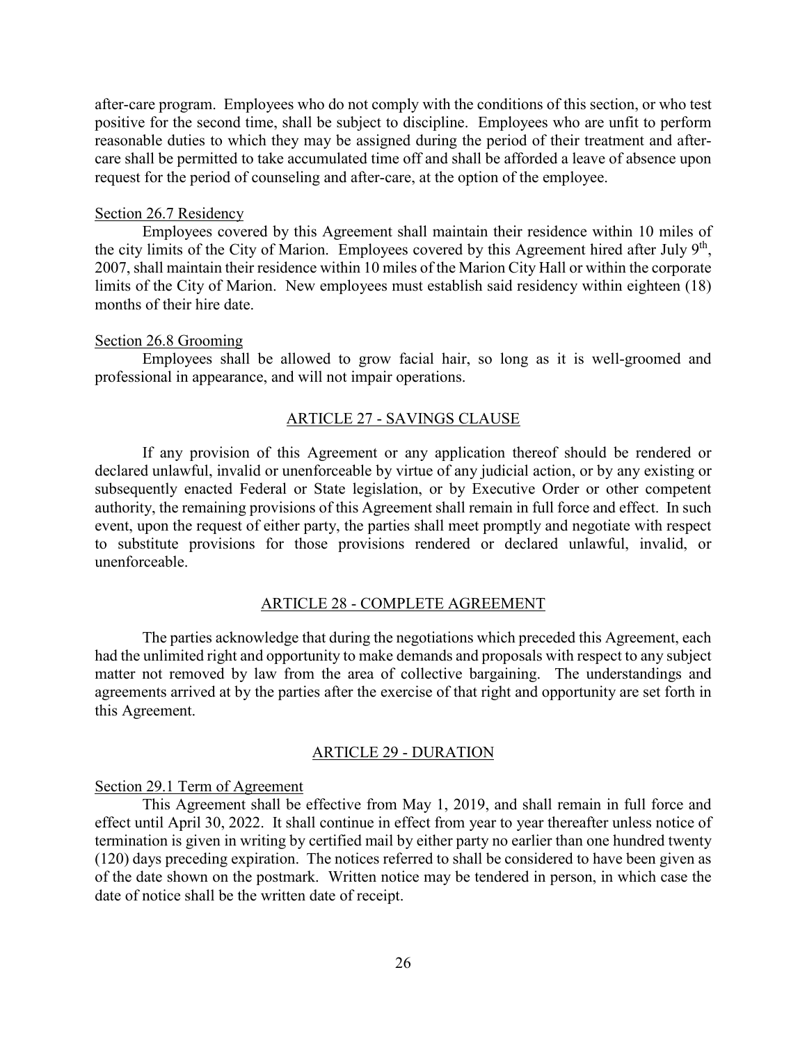after-care program. Employees who do not comply with the conditions of this section, or who test positive for the second time, shall be subject to discipline. Employees who are unfit to perform reasonable duties to which they may be assigned during the period of their treatment and after-care shall be permitted to take accumulated time off and shall be afforded a leave of absence upon request for the period of counseling and after-care, at the option of the employee.

<u>Section 26.7 Residency</u>

Employees covered by this Agreement shall maintain their residence within 10 miles of the city limits of the City of Marion. Employees covered by this Agreement hired after July 9th, 2007, shall maintain their residence within 10 miles of the Marion City Hall or within the corporate limits of the City of Marion. New employees must establish said residency within eighteen (18) months of their hire date.

<u>Section 26.8 Grooming</u>

Employees shall be allowed to grow facial hair, so long as it is well-groomed and professional in appearance, and will not impair operations.

## ARTICLE 27 - SAVINGS CLAUSE

If any provision of this Agreement or any application thereof should be rendered or declared unlawful, invalid or unenforceable by virtue of any judicial action, or by any existing or subsequently enacted Federal or State legislation, or by Executive Order or other competent authority, the remaining provisions of this Agreement shall remain in full force and effect. In such event, upon the request of either party, the parties shall meet promptly and negotiate with respect to substitute provisions for those provisions rendered or declared unlawful, invalid, or unenforceable.

## ARTICLE 28 - COMPLETE AGREEMENT

The parties acknowledge that during the negotiations which preceded this Agreement, each had the unlimited right and opportunity to make demands and proposals with respect to any subject matter not removed by law from the area of collective bargaining. The understandings and agreements arrived at by the parties after the exercise of that right and opportunity are set forth in this Agreement.

## ARTICLE 29 - DURATION

<u>Section 29.1 Term of Agreement</u>

This Agreement shall be effective from May 1, 2019, and shall remain in full force and effect until April 30, 2022. It shall continue in effect from year to year thereafter unless notice of termination is given in writing by certified mail by either party no earlier than one hundred twenty (120) days preceding expiration. The notices referred to shall be considered to have been given as of the date shown on the postmark. Written notice may be tendered in person, in which case the date of notice shall be the written date of receipt.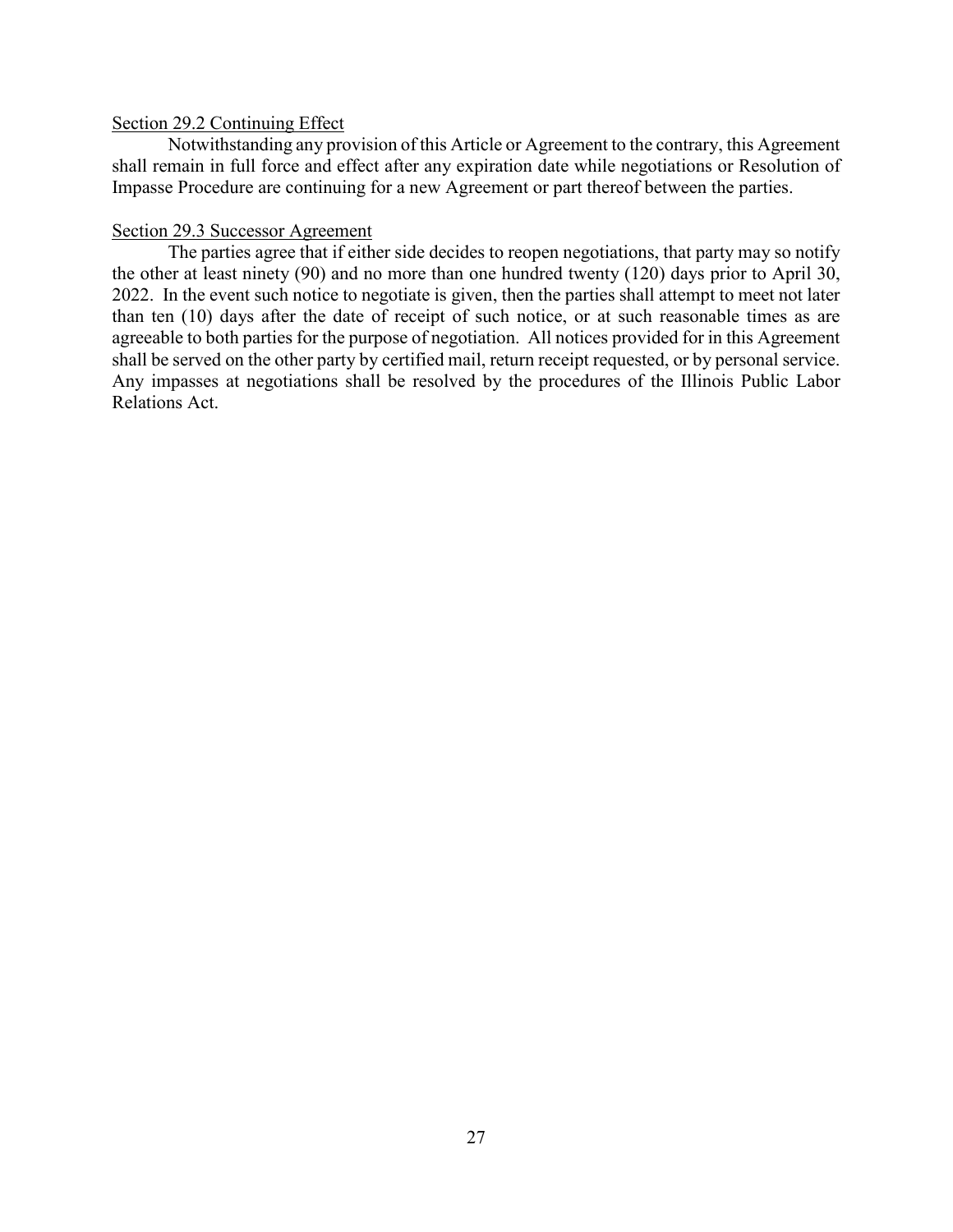Section 29.2 Continuing Effect

Notwithstanding any provision of this Article or Agreement to the contrary, this Agreement shall remain in full force and effect after any expiration date while negotiations or Resolution of Impasse Procedure are continuing for a new Agreement or part thereof between the parties.

Section 29.3 Successor Agreement

The parties agree that if either side decides to reopen negotiations, that party may so notify the other at least ninety (90) and no more than one hundred twenty (120) days prior to April 30, 2022. In the event such notice to negotiate is given, then the parties shall attempt to meet not later than ten (10) days after the date of receipt of such notice, or at such reasonable times as are agreeable to both parties for the purpose of negotiation. All notices provided for in this Agreement shall be served on the other party by certified mail, return receipt requested, or by personal service. Any impasses at negotiations shall be resolved by the procedures of the Illinois Public Labor Relations Act.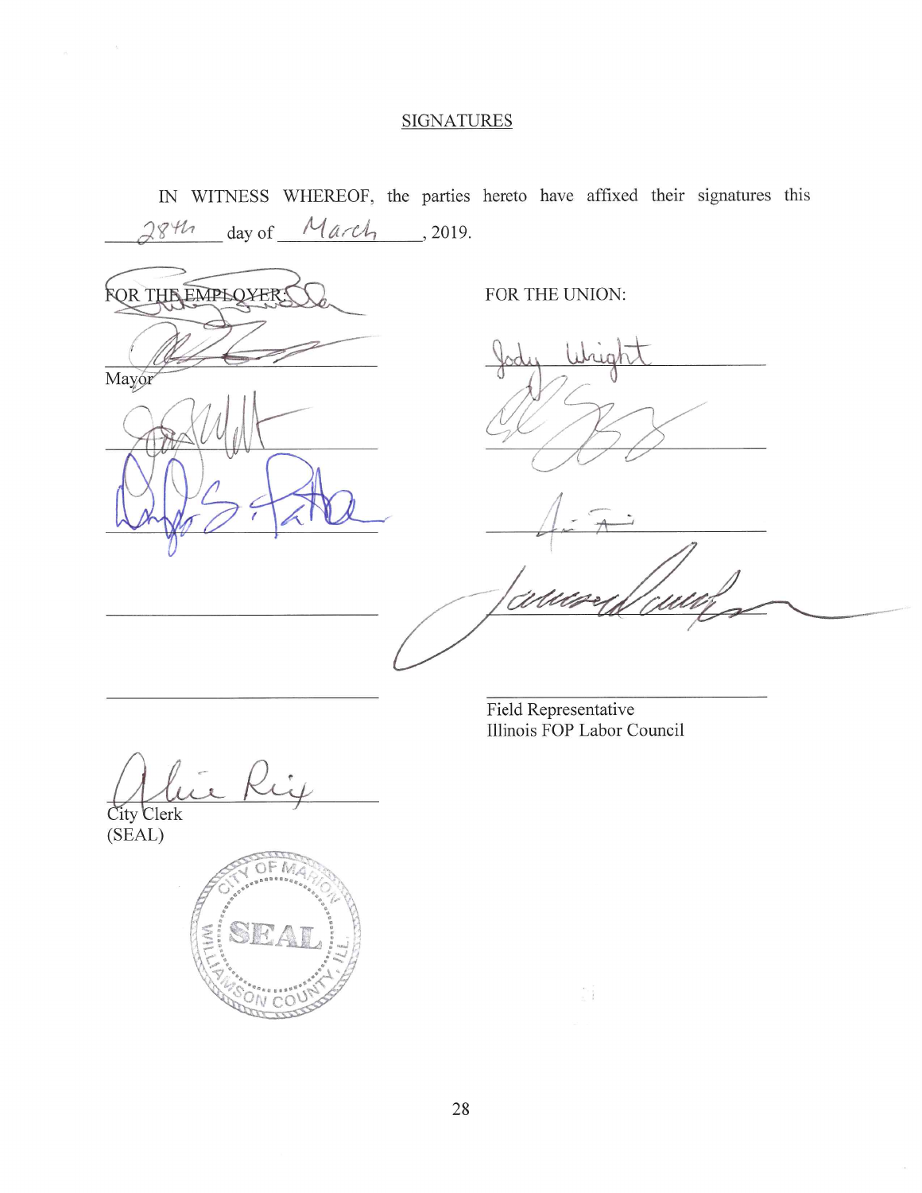## SIGNATURES

IN WITNESS WHEREOF, the parties hereto have affixed their signatures this 28th day of March, 2019.

| FOR THE EMPLOYER: | FOR THE UNION: |
|---|---|
| Mayor | Jody Wright |
| | |
| | |
| | |
| | Field Representative<br>Illinois FOP Labor Council |

City Clerk
(SEAL)

CITY OF MARION
SEAL
WILLIAMSON COUNTY, ILL.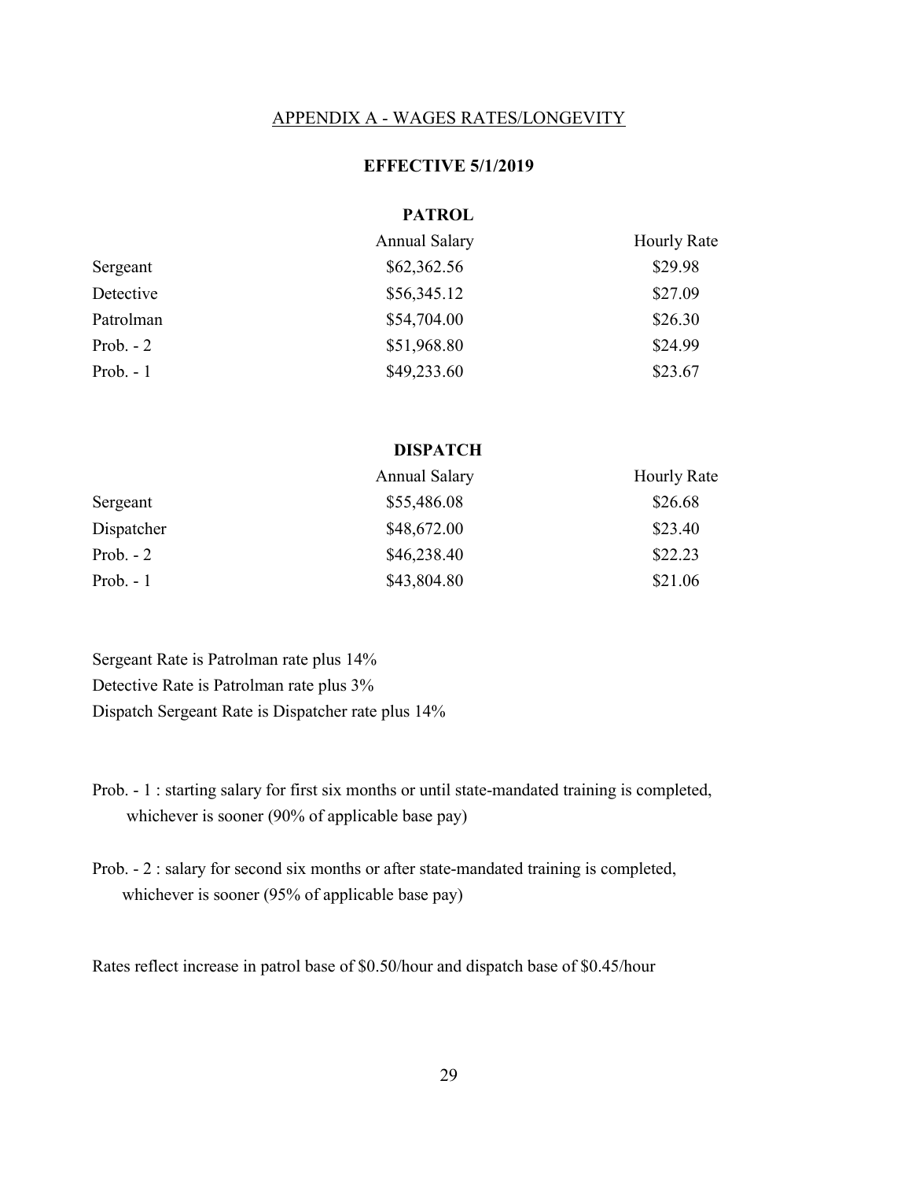## APPENDIX A - WAGES RATES/LONGEVITY

### EFFECTIVE 5/1/2019

**PATROL**

| | Annual Salary | Hourly Rate |
|---|---|---|
| Sergeant | $62,362.56 | $29.98 |
| Detective | $56,345.12 | $27.09 |
| Patrolman | $54,704.00 | $26.30 |
| Prob. - 2 | $51,968.80 | $24.99 |
| Prob. - 1 | $49,233.60 | $23.67 |

**DISPATCH**

| | Annual Salary | Hourly Rate |
|---|---|---|
| Sergeant | $55,486.08 | $26.68 |
| Dispatcher | $48,672.00 | $23.40 |
| Prob. - 2 | $46,238.40 | $22.23 |
| Prob. - 1 | $43,804.80 | $21.06 |

Sergeant Rate is Patrolman rate plus 14%
Detective Rate is Patrolman rate plus 3%
Dispatch Sergeant Rate is Dispatcher rate plus 14%

Prob. - 1 : starting salary for first six months or until state-mandated training is completed, whichever is sooner (90% of applicable base pay)

Prob. - 2 : salary for second six months or after state-mandated training is completed, whichever is sooner (95% of applicable base pay)

Rates reflect increase in patrol base of $0.50/hour and dispatch base of $0.45/hour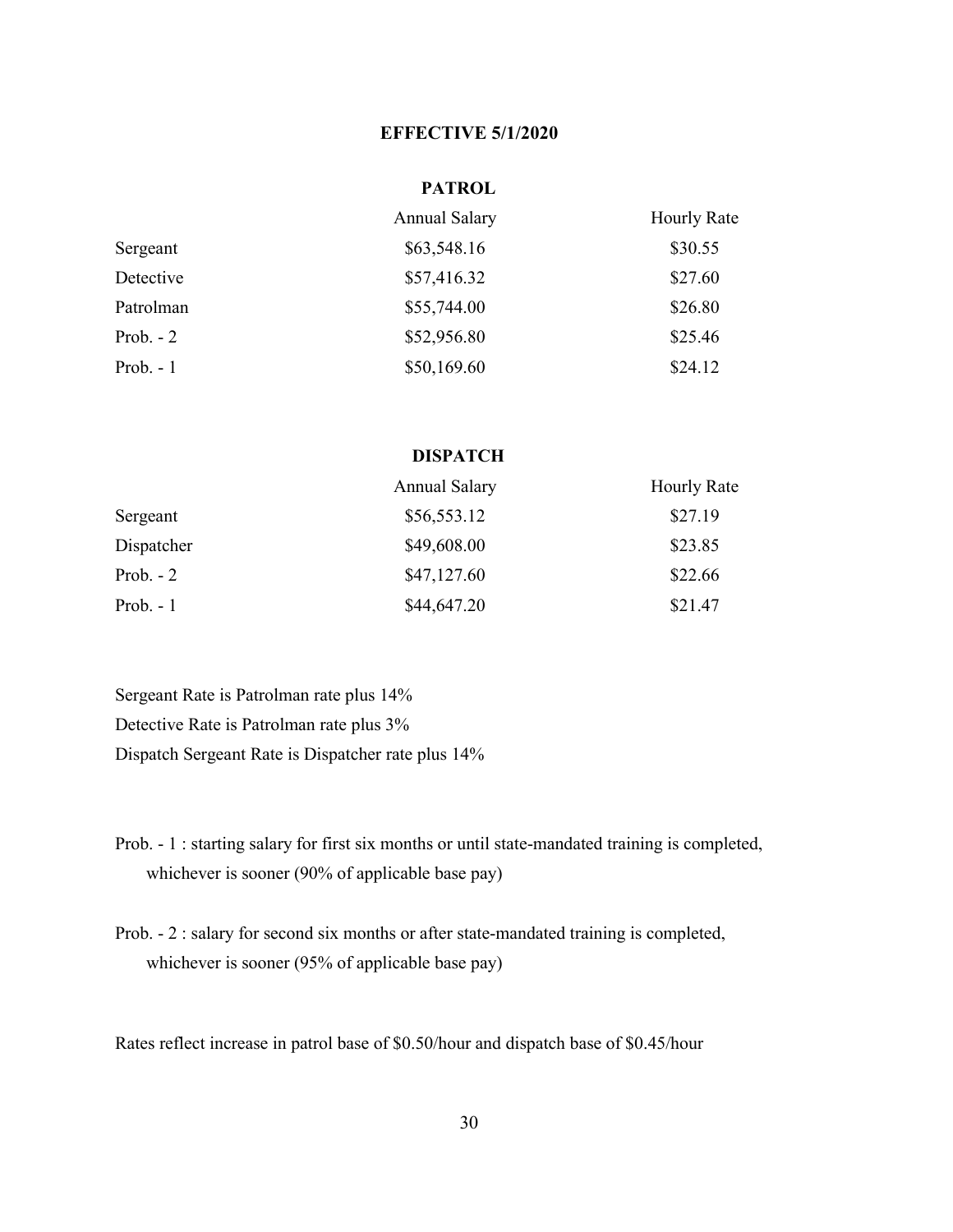## EFFECTIVE 5/1/2020

### PATROL

| | Annual Salary | Hourly Rate |
|---|---|---|
| Sergeant | $63,548.16 | $30.55 |
| Detective | $57,416.32 | $27.60 |
| Patrolman | $55,744.00 | $26.80 |
| Prob. - 2 | $52,956.80 | $25.46 |
| Prob. - 1 | $50,169.60 | $24.12 |

### DISPATCH

| | Annual Salary | Hourly Rate |
|---|---|---|
| Sergeant | $56,553.12 | $27.19 |
| Dispatcher | $49,608.00 | $23.85 |
| Prob. - 2 | $47,127.60 | $22.66 |
| Prob. - 1 | $44,647.20 | $21.47 |

Sergeant Rate is Patrolman rate plus 14%

Detective Rate is Patrolman rate plus 3%

Dispatch Sergeant Rate is Dispatcher rate plus 14%

Prob. - 1 : starting salary for first six months or until state-mandated training is completed, whichever is sooner (90% of applicable base pay)

Prob. - 2 : salary for second six months or after state-mandated training is completed, whichever is sooner (95% of applicable base pay)

Rates reflect increase in patrol base of $0.50/hour and dispatch base of $0.45/hour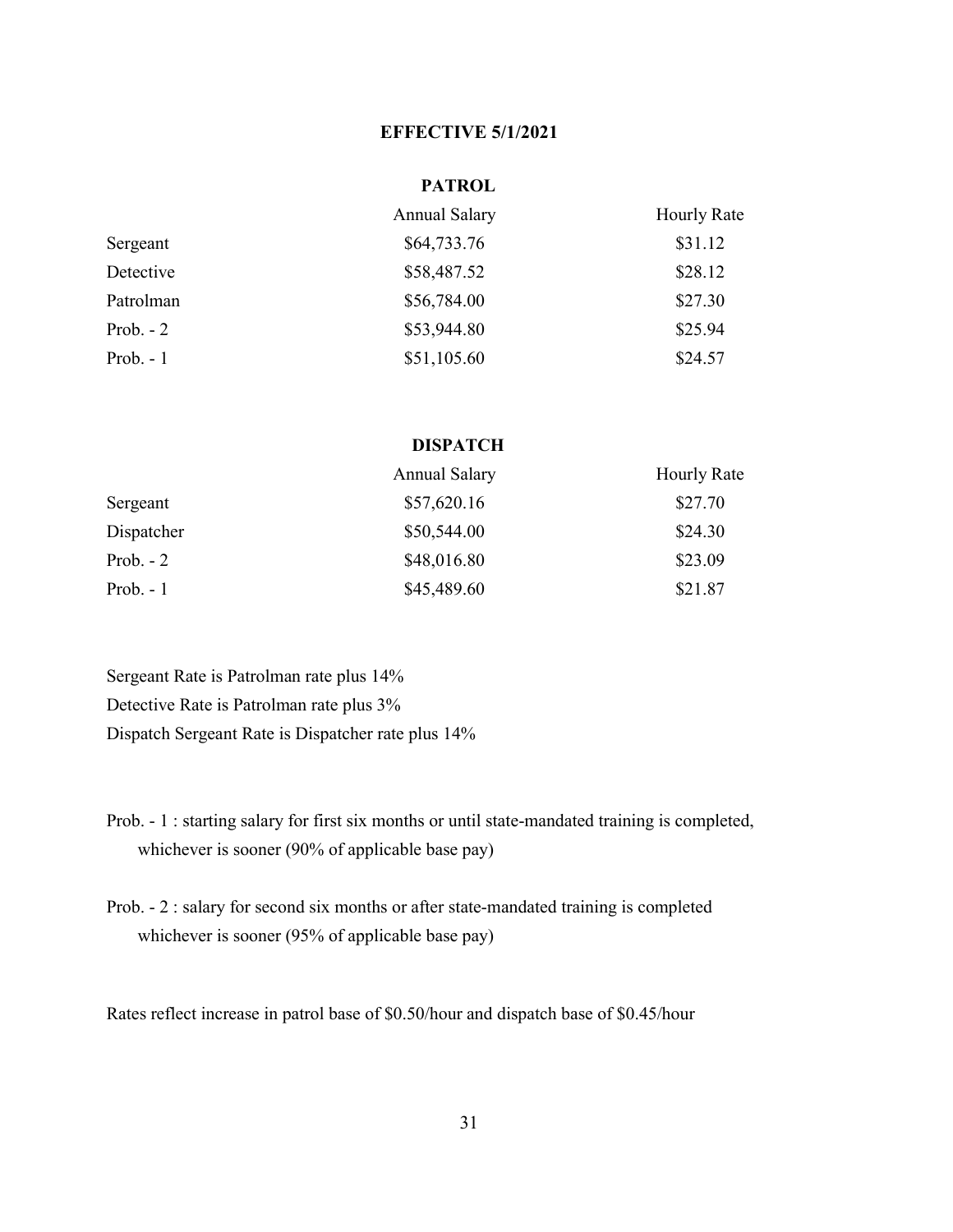## EFFECTIVE 5/1/2021

### PATROL

| | Annual Salary | Hourly Rate |
|---|---|---|
| Sergeant | $64,733.76 | $31.12 |
| Detective | $58,487.52 | $28.12 |
| Patrolman | $56,784.00 | $27.30 |
| Prob. - 2 | $53,944.80 | $25.94 |
| Prob. - 1 | $51,105.60 | $24.57 |

### DISPATCH

| | Annual Salary | Hourly Rate |
|---|---|---|
| Sergeant | $57,620.16 | $27.70 |
| Dispatcher | $50,544.00 | $24.30 |
| Prob. - 2 | $48,016.80 | $23.09 |
| Prob. - 1 | $45,489.60 | $21.87 |

Sergeant Rate is Patrolman rate plus 14%
Detective Rate is Patrolman rate plus 3%
Dispatch Sergeant Rate is Dispatcher rate plus 14%

Prob. - 1 : starting salary for first six months or until state-mandated training is completed, whichever is sooner (90% of applicable base pay)

Prob. - 2 : salary for second six months or after state-mandated training is completed whichever is sooner (95% of applicable base pay)

Rates reflect increase in patrol base of $0.50/hour and dispatch base of $0.45/hour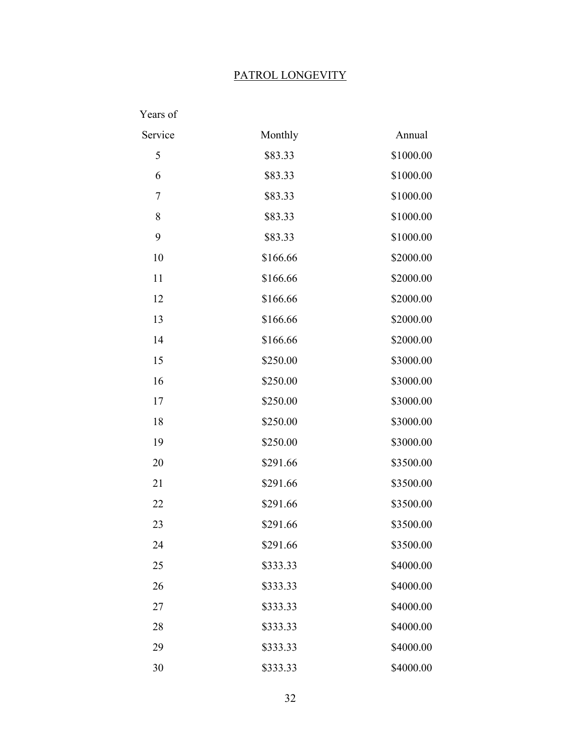<u>PATROL LONGEVITY</u>

| Years of Service | Monthly | Annual |
|---|---|---|
| 5 | $83.33 | $1000.00 |
| 6 | $83.33 | $1000.00 |
| 7 | $83.33 | $1000.00 |
| 8 | $83.33 | $1000.00 |
| 9 | $83.33 | $1000.00 |
| 10 | $166.66 | $2000.00 |
| 11 | $166.66 | $2000.00 |
| 12 | $166.66 | $2000.00 |
| 13 | $166.66 | $2000.00 |
| 14 | $166.66 | $2000.00 |
| 15 | $250.00 | $3000.00 |
| 16 | $250.00 | $3000.00 |
| 17 | $250.00 | $3000.00 |
| 18 | $250.00 | $3000.00 |
| 19 | $250.00 | $3000.00 |
| 20 | $291.66 | $3500.00 |
| 21 | $291.66 | $3500.00 |
| 22 | $291.66 | $3500.00 |
| 23 | $291.66 | $3500.00 |
| 24 | $291.66 | $3500.00 |
| 25 | $333.33 | $4000.00 |
| 26 | $333.33 | $4000.00 |
| 27 | $333.33 | $4000.00 |
| 28 | $333.33 | $4000.00 |
| 29 | $333.33 | $4000.00 |
| 30 | $333.33 | $4000.00 |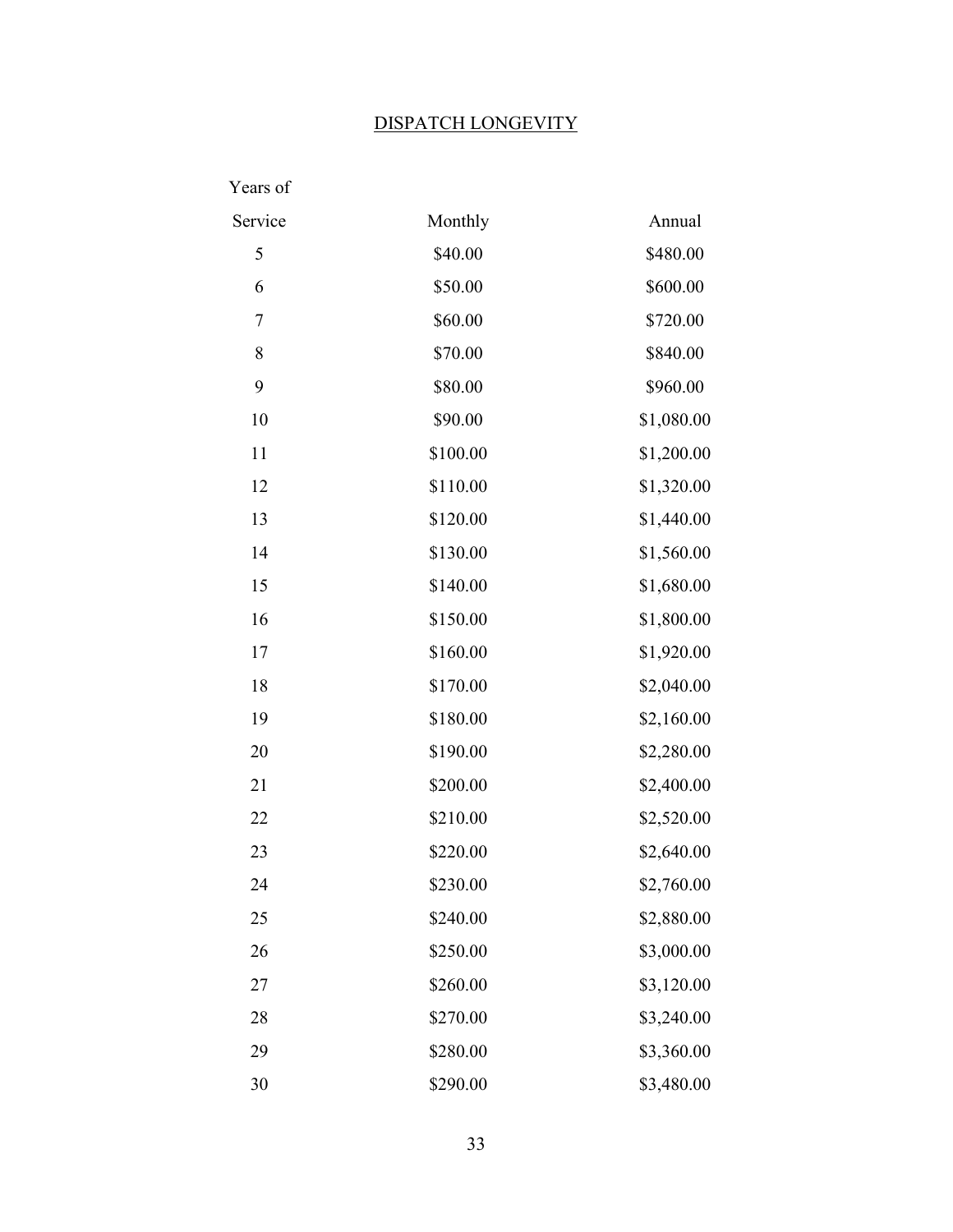## DISPATCH LONGEVITY

| Years of Service | Monthly | Annual |
|---|---|---|
| 5 | $40.00 | $480.00 |
| 6 | $50.00 | $600.00 |
| 7 | $60.00 | $720.00 |
| 8 | $70.00 | $840.00 |
| 9 | $80.00 | $960.00 |
| 10 | $90.00 | $1,080.00 |
| 11 | $100.00 | $1,200.00 |
| 12 | $110.00 | $1,320.00 |
| 13 | $120.00 | $1,440.00 |
| 14 | $130.00 | $1,560.00 |
| 15 | $140.00 | $1,680.00 |
| 16 | $150.00 | $1,800.00 |
| 17 | $160.00 | $1,920.00 |
| 18 | $170.00 | $2,040.00 |
| 19 | $180.00 | $2,160.00 |
| 20 | $190.00 | $2,280.00 |
| 21 | $200.00 | $2,400.00 |
| 22 | $210.00 | $2,520.00 |
| 23 | $220.00 | $2,640.00 |
| 24 | $230.00 | $2,760.00 |
| 25 | $240.00 | $2,880.00 |
| 26 | $250.00 | $3,000.00 |
| 27 | $260.00 | $3,120.00 |
| 28 | $270.00 | $3,240.00 |
| 29 | $280.00 | $3,360.00 |
| 30 | $290.00 | $3,480.00 |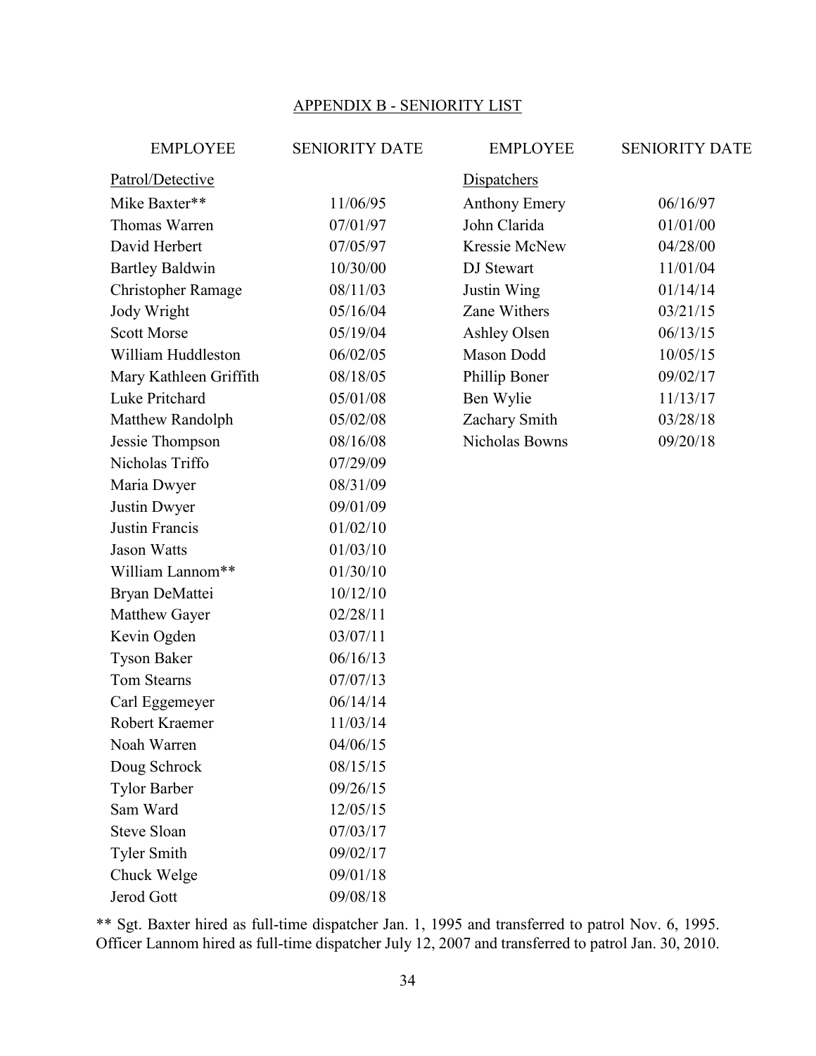## APPENDIX B - SENIORITY LIST

| EMPLOYEE | SENIORITY DATE | EMPLOYEE | SENIORITY DATE |
|---|---|---|---|
| Patrol/Detective | | Dispatchers | |
| Mike Baxter** | 11/06/95 | Anthony Emery | 06/16/97 |
| Thomas Warren | 07/01/97 | John Clarida | 01/01/00 |
| David Herbert | 07/05/97 | Kressie McNew | 04/28/00 |
| Bartley Baldwin | 10/30/00 | DJ Stewart | 11/01/04 |
| Christopher Ramage | 08/11/03 | Justin Wing | 01/14/14 |
| Jody Wright | 05/16/04 | Zane Withers | 03/21/15 |
| Scott Morse | 05/19/04 | Ashley Olsen | 06/13/15 |
| William Huddleston | 06/02/05 | Mason Dodd | 10/05/15 |
| Mary Kathleen Griffith | 08/18/05 | Phillip Boner | 09/02/17 |
| Luke Pritchard | 05/01/08 | Ben Wylie | 11/13/17 |
| Matthew Randolph | 05/02/08 | Zachary Smith | 03/28/18 |
| Jessie Thompson | 08/16/08 | Nicholas Bowns | 09/20/18 |
| Nicholas Triffo | 07/29/09 | | |
| Maria Dwyer | 08/31/09 | | |
| Justin Dwyer | 09/01/09 | | |
| Justin Francis | 01/02/10 | | |
| Jason Watts | 01/03/10 | | |
| William Lannom** | 01/30/10 | | |
| Bryan DeMattei | 10/12/10 | | |
| Matthew Gayer | 02/28/11 | | |
| Kevin Ogden | 03/07/11 | | |
| Tyson Baker | 06/16/13 | | |
| Tom Stearns | 07/07/13 | | |
| Carl Eggemeyer | 06/14/14 | | |
| Robert Kraemer | 11/03/14 | | |
| Noah Warren | 04/06/15 | | |
| Doug Schrock | 08/15/15 | | |
| Tylor Barber | 09/26/15 | | |
| Sam Ward | 12/05/15 | | |
| Steve Sloan | 07/03/17 | | |
| Tyler Smith | 09/02/17 | | |
| Chuck Welge | 09/01/18 | | |
| Jerod Gott | 09/08/18 | | |

** Sgt. Baxter hired as full-time dispatcher Jan. 1, 1995 and transferred to patrol Nov. 6, 1995. Officer Lannom hired as full-time dispatcher July 12, 2007 and transferred to patrol Jan. 30, 2010.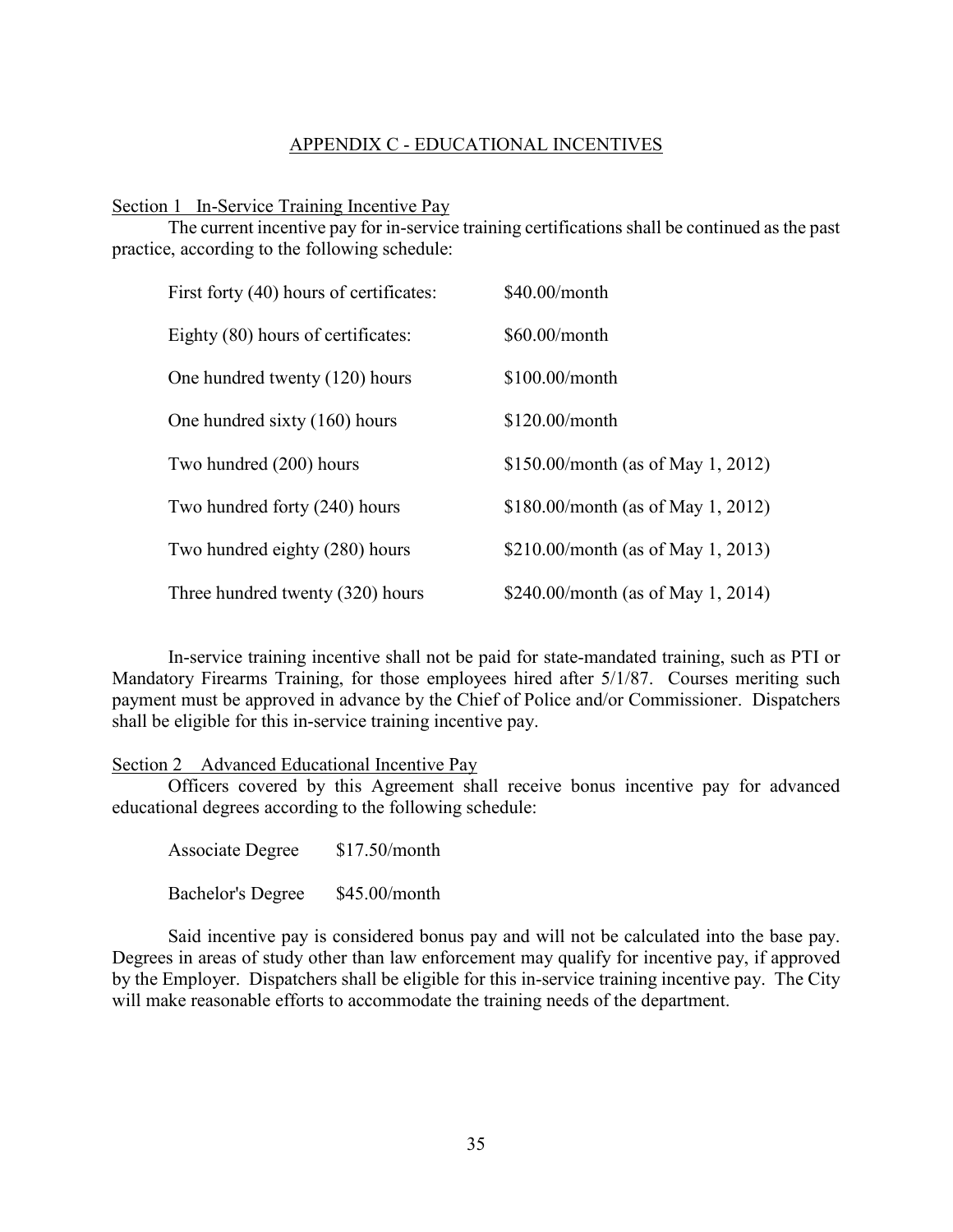# APPENDIX C - EDUCATIONAL INCENTIVES

## Section 1 In-Service Training Incentive Pay

The current incentive pay for in-service training certifications shall be continued as the past practice, according to the following schedule:

| | |
|---|---|
| First forty (40) hours of certificates: | \$40.00/month |
| Eighty (80) hours of certificates: | \$60.00/month |
| One hundred twenty (120) hours | \$100.00/month |
| One hundred sixty (160) hours | \$120.00/month |
| Two hundred (200) hours | \$150.00/month (as of May 1, 2012) |
| Two hundred forty (240) hours | \$180.00/month (as of May 1, 2012) |
| Two hundred eighty (280) hours | \$210.00/month (as of May 1, 2013) |
| Three hundred twenty (320) hours | \$240.00/month (as of May 1, 2014) |

In-service training incentive shall not be paid for state-mandated training, such as PTI or Mandatory Firearms Training, for those employees hired after 5/1/87. Courses meriting such payment must be approved in advance by the Chief of Police and/or Commissioner. Dispatchers shall be eligible for this in-service training incentive pay.

## Section 2 Advanced Educational Incentive Pay

Officers covered by this Agreement shall receive bonus incentive pay for advanced educational degrees according to the following schedule:

| | |
|---|---|
| Associate Degree | \$17.50/month |
| Bachelor's Degree | \$45.00/month |

Said incentive pay is considered bonus pay and will not be calculated into the base pay. Degrees in areas of study other than law enforcement may qualify for incentive pay, if approved by the Employer. Dispatchers shall be eligible for this in-service training incentive pay. The City will make reasonable efforts to accommodate the training needs of the department.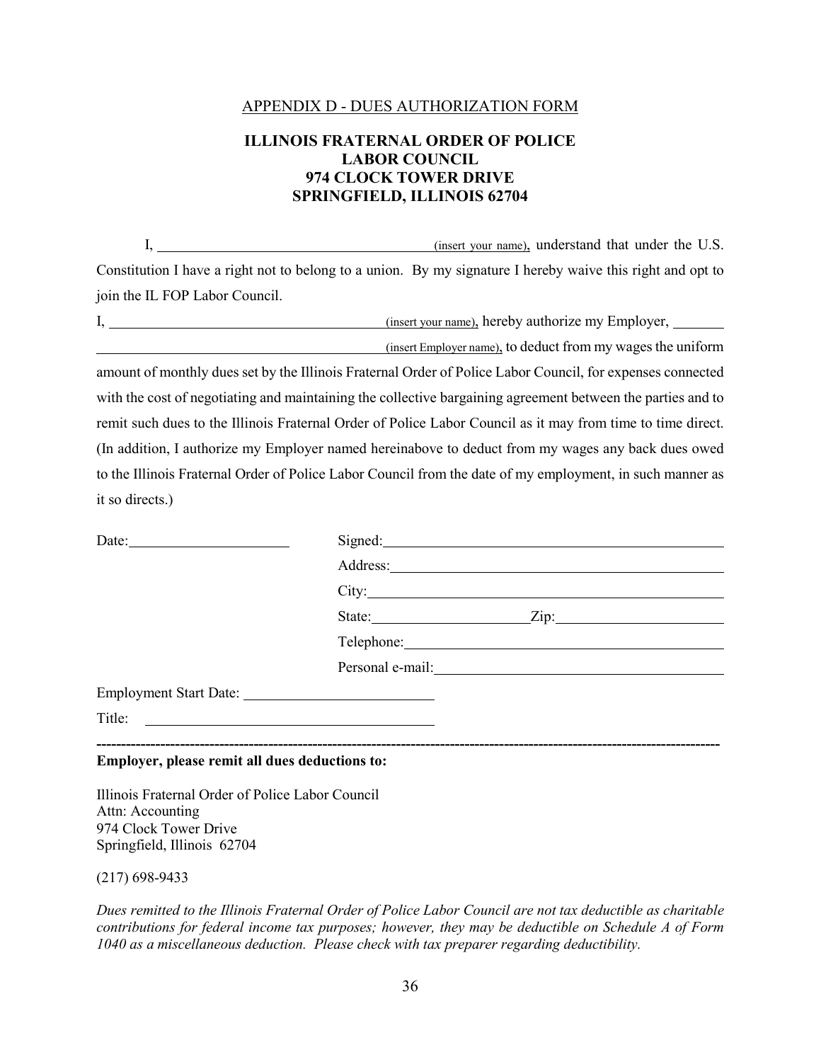APPENDIX D - DUES AUTHORIZATION FORM

**ILLINOIS FRATERNAL ORDER OF POLICE**
**LABOR COUNCIL**
**974 CLOCK TOWER DRIVE**
**SPRINGFIELD, ILLINOIS 62704**

I, ______________________________ (insert your name), understand that under the U.S. Constitution I have a right not to belong to a union. By my signature I hereby waive this right and opt to join the IL FOP Labor Council.

I, ______________________________ (insert your name), hereby authorize my Employer, ______________________________ (insert Employer name), to deduct from my wages the uniform amount of monthly dues set by the Illinois Fraternal Order of Police Labor Council, for expenses connected with the cost of negotiating and maintaining the collective bargaining agreement between the parties and to remit such dues to the Illinois Fraternal Order of Police Labor Council as it may from time to time direct. (In addition, I authorize my Employer named hereinabove to deduct from my wages any back dues owed to the Illinois Fraternal Order of Police Labor Council from the date of my employment, in such manner as it so directs.)

Date: ____________________

Signed: ______________________________

Address: ______________________________

City: ______________________________

State: ______________ Zip: ______________

Telephone: ______________________________

Personal e-mail: ______________________________

Employment Start Date: ____________________

Title: ______________________________

---

**Employer, please remit all dues deductions to:**

Illinois Fraternal Order of Police Labor Council
Attn: Accounting
974 Clock Tower Drive
Springfield, Illinois 62704

(217) 698-9433

*Dues remitted to the Illinois Fraternal Order of Police Labor Council are not tax deductible as charitable contributions for federal income tax purposes; however, they may be deductible on Schedule A of Form 1040 as a miscellaneous deduction. Please check with tax preparer regarding deductibility.*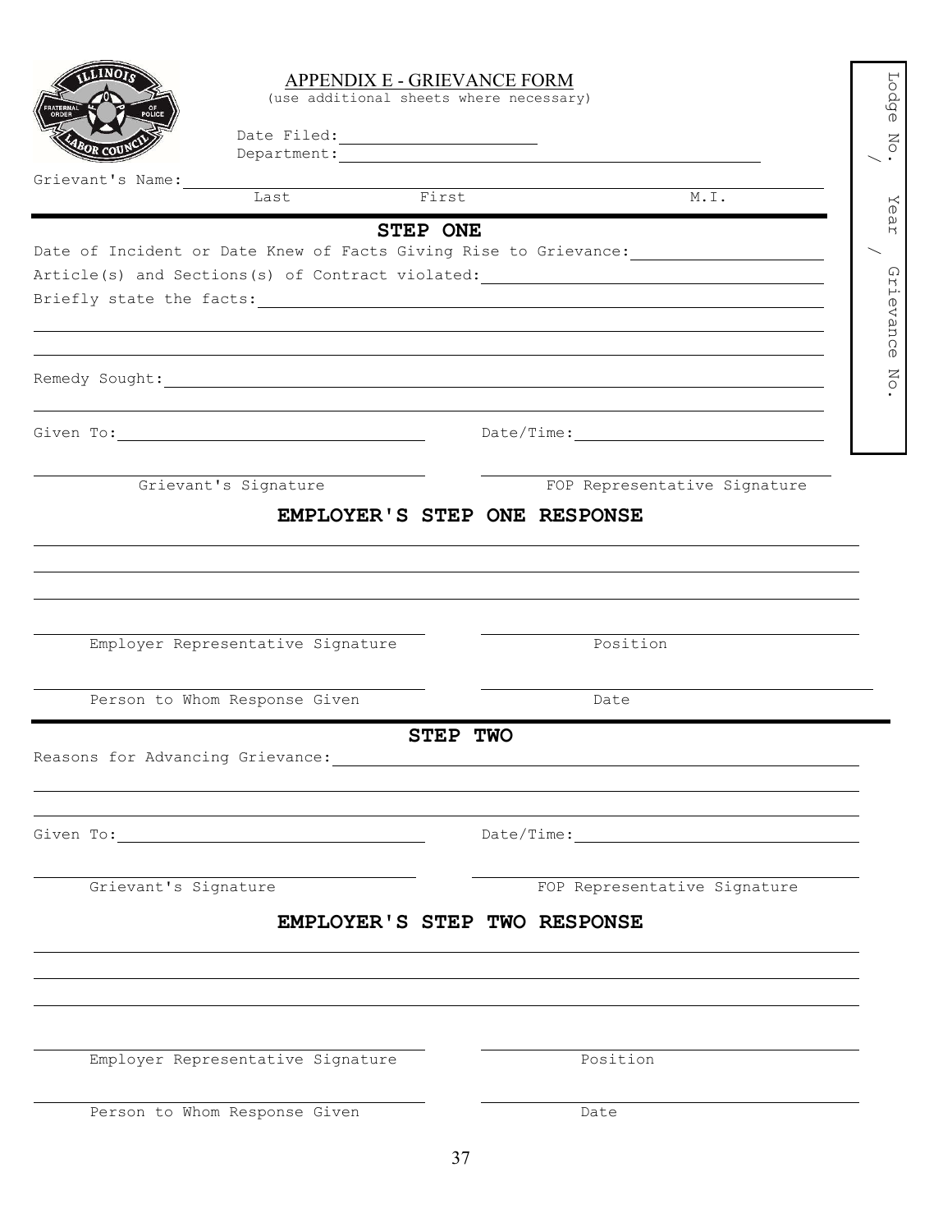# APPENDIX E - GRIEVANCE FORM

(use additional sheets where necessary)

Date Filed: ______________________

Department: ______________________________________________

Lodge No. / Year / Grievance No.

Grievant's Name: ____________________________________________________________

Last                    First                    M.I.

## STEP ONE

Date of Incident or Date Knew of Facts Giving Rise to Grievance: ____________________

Article(s) and Sections(s) of Contract violated: ____________________________________

Briefly state the facts: ____________________________________________________________

____________________________________________________________

____________________________________________________________

Remedy Sought: ____________________________________________________________

____________________________________________________________

Given To: ______________________________          Date/Time: ______________________________

______________________________          ______________________________

Grievant's Signature          FOP Representative Signature

## EMPLOYER'S STEP ONE RESPONSE

____________________________________________________________

____________________________________________________________

____________________________________________________________

______________________________          ______________________________

Employer Representative Signature          Position

______________________________          ______________________________

Person to Whom Response Given          Date

## STEP TWO

Reasons for Advancing Grievance: ____________________________________________________________

____________________________________________________________

____________________________________________________________

Given To: ______________________________          Date/Time: ______________________________

______________________________          ______________________________

Grievant's Signature          FOP Representative Signature

## EMPLOYER'S STEP TWO RESPONSE

____________________________________________________________

____________________________________________________________

____________________________________________________________

______________________________          ______________________________

Employer Representative Signature          Position

______________________________          ______________________________

Person to Whom Response Given          Date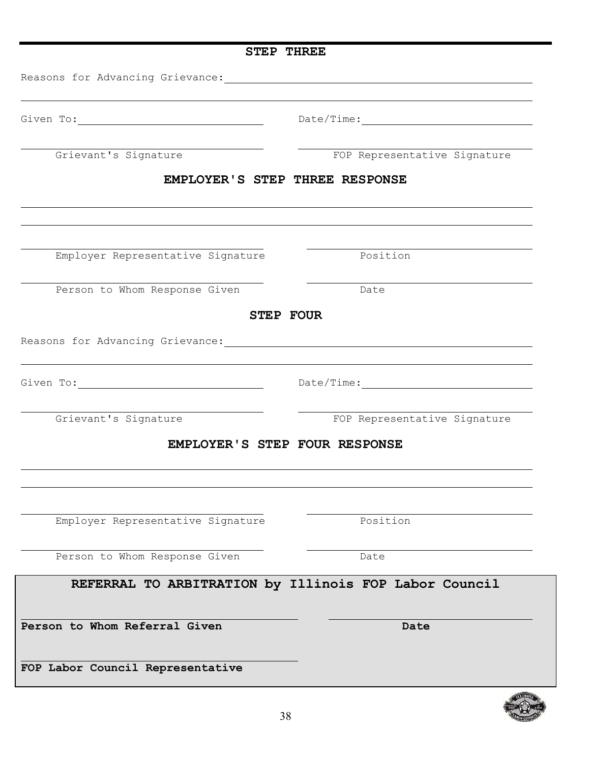## STEP THREE

Reasons for Advancing Grievance: ____________________________________________

______________________________________________________________________________

Given To: ______________________________ Date/Time: ______________________________

______________________________ ______________________________

Grievant's Signature FOP Representative Signature

## EMPLOYER'S STEP THREE RESPONSE

______________________________________________________________________________

______________________________________________________________________________

______________________________ ______________________________

Employer Representative Signature Position

______________________________ ______________________________

Person to Whom Response Given Date

## STEP FOUR

Reasons for Advancing Grievance: ____________________________________________

______________________________________________________________________________

Given To: ______________________________ Date/Time: ______________________________

______________________________ ______________________________

Grievant's Signature FOP Representative Signature

## EMPLOYER'S STEP FOUR RESPONSE

______________________________________________________________________________

______________________________________________________________________________

______________________________ ______________________________

Employer Representative Signature Position

______________________________ ______________________________

Person to Whom Response Given Date

## REFERRAL TO ARBITRATION by Illinois FOP Labor Council

______________________________ ______________________________

**Person to Whom Referral Given** **Date**

______________________________

**FOP Labor Council Representative**